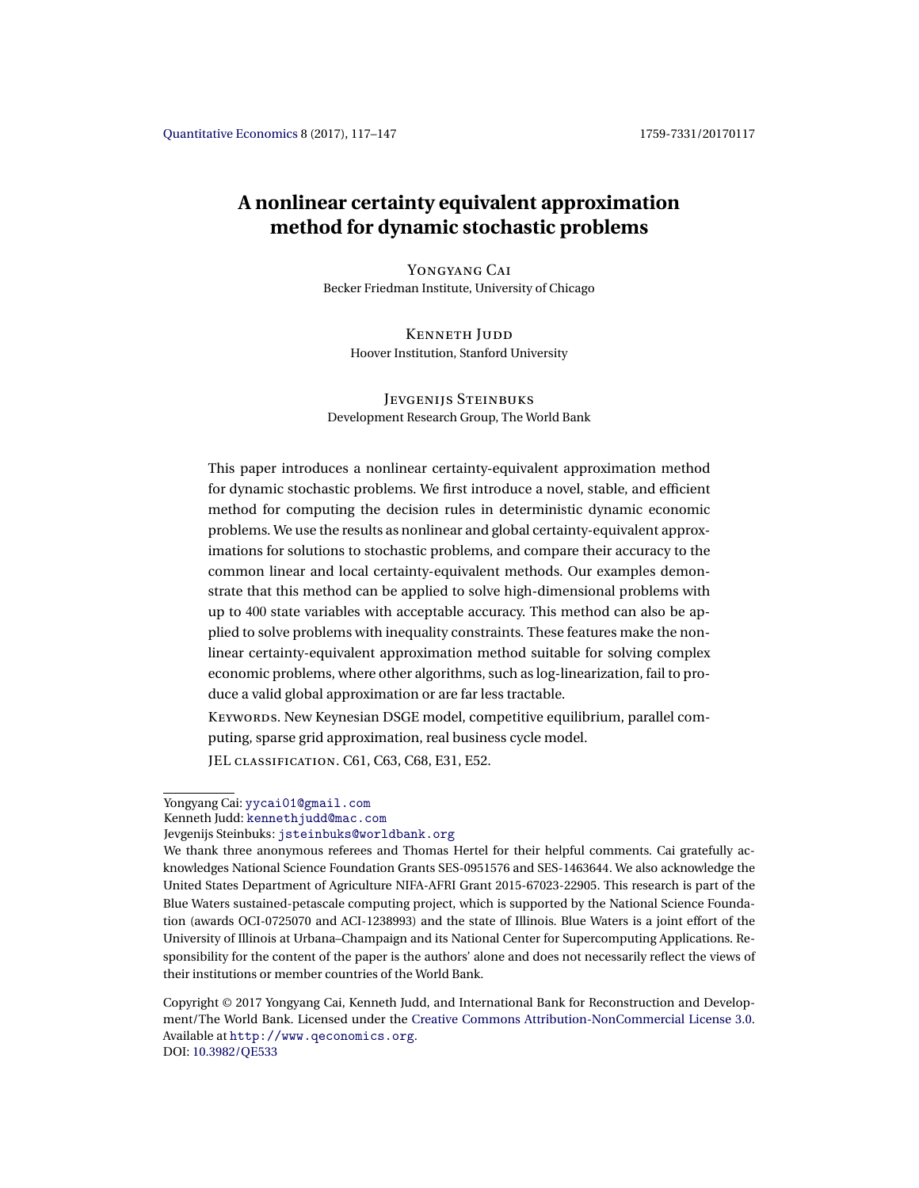# A nonlinear certainty equivalent approximation method for dynamic stochastic problems

Yongyang Cai
Becker Friedman Institute, University of Chicago

Kenneth Judd
Hoover Institution, Stanford University

Jevgenijs Steinbuks
Development Research Group, The World Bank

This paper introduces a nonlinear certainty-equivalent approximation method for dynamic stochastic problems. We first introduce a novel, stable, and efficient method for computing the decision rules in deterministic dynamic economic problems. We use the results as nonlinear and global certainty-equivalent approximations for solutions to stochastic problems, and compare their accuracy to the common linear and local certainty-equivalent methods. Our examples demonstrate that this method can be applied to solve high-dimensional problems with up to 400 state variables with acceptable accuracy. This method can also be applied to solve problems with inequality constraints. These features make the nonlinear certainty-equivalent approximation method suitable for solving complex economic problems, where other algorithms, such as log-linearization, fail to produce a valid global approximation or are far less tractable.

Keywords. New Keynesian DSGE model, competitive equilibrium, parallel computing, sparse grid approximation, real business cycle model.

JEL classification. C61, C63, C68, E31, E52.

---

Yongyang Cai: yycai01@gmail.com
Kenneth Judd: kennethjudd@mac.com
Jevgenijs Steinbuks: jsteinbuks@worldbank.org

We thank three anonymous referees and Thomas Hertel for their helpful comments. Cai gratefully acknowledges National Science Foundation Grants SES-0951576 and SES-1463644. We also acknowledge the United States Department of Agriculture NIFA-AFRI Grant 2015-67023-22905. This research is part of the Blue Waters sustained-petascale computing project, which is supported by the National Science Foundation (awards OCI-0725070 and ACI-1238993) and the state of Illinois. Blue Waters is a joint effort of the University of Illinois at Urbana–Champaign and its National Center for Supercomputing Applications. Responsibility for the content of the paper is the authors' alone and does not necessarily reflect the views of their institutions or member countries of the World Bank.

Copyright © 2017 Yongyang Cai, Kenneth Judd, and International Bank for Reconstruction and Development/The World Bank. Licensed under the Creative Commons Attribution-NonCommercial License 3.0. Available at http://www.qeconomics.org.
DOI: 10.3982/QE533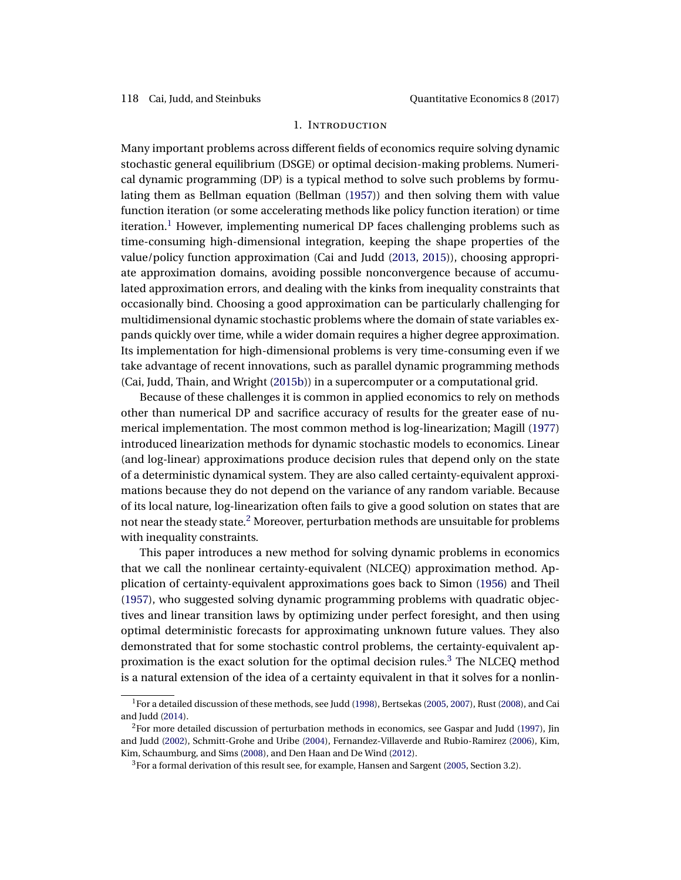## 1. Introduction

Many important problems across different fields of economics require solving dynamic stochastic general equilibrium (DSGE) or optimal decision-making problems. Numerical dynamic programming (DP) is a typical method to solve such problems by formulating them as Bellman equation (Bellman (1957)) and then solving them with value function iteration (or some accelerating methods like policy function iteration) or time iteration.[1] However, implementing numerical DP faces challenging problems such as time-consuming high-dimensional integration, keeping the shape properties of the value/policy function approximation (Cai and Judd (2013, 2015)), choosing appropriate approximation domains, avoiding possible nonconvergence because of accumulated approximation errors, and dealing with the kinks from inequality constraints that occasionally bind. Choosing a good approximation can be particularly challenging for multidimensional dynamic stochastic problems where the domain of state variables expands quickly over time, while a wider domain requires a higher degree approximation. Its implementation for high-dimensional problems is very time-consuming even if we take advantage of recent innovations, such as parallel dynamic programming methods (Cai, Judd, Thain, and Wright (2015b)) in a supercomputer or a computational grid.

Because of these challenges it is common in applied economics to rely on methods other than numerical DP and sacrifice accuracy of results for the greater ease of numerical implementation. The most common method is log-linearization; Magill (1977) introduced linearization methods for dynamic stochastic models to economics. Linear (and log-linear) approximations produce decision rules that depend only on the state of a deterministic dynamical system. They are also called certainty-equivalent approximations because they do not depend on the variance of any random variable. Because of its local nature, log-linearization often fails to give a good solution on states that are not near the steady state.[2] Moreover, perturbation methods are unsuitable for problems with inequality constraints.

This paper introduces a new method for solving dynamic problems in economics that we call the nonlinear certainty-equivalent (NLCEQ) approximation method. Application of certainty-equivalent approximations goes back to Simon (1956) and Theil (1957), who suggested solving dynamic programming problems with quadratic objectives and linear transition laws by optimizing under perfect foresight, and then using optimal deterministic forecasts for approximating unknown future values. They also demonstrated that for some stochastic control problems, the certainty-equivalent approximation is the exact solution for the optimal decision rules.[3] The NLCEQ method is a natural extension of the idea of a certainty equivalent in that it solves for a nonlin-

[1] For a detailed discussion of these methods, see Judd (1998), Bertsekas (2005, 2007), Rust (2008), and Cai and Judd (2014).

[2] For more detailed discussion of perturbation methods in economics, see Gaspar and Judd (1997), Jin and Judd (2002), Schmitt-Grohe and Uribe (2004), Fernandez-Villaverde and Rubio-Ramirez (2006), Kim, Kim, Schaumburg, and Sims (2008), and Den Haan and De Wind (2012).

[3] For a formal derivation of this result see, for example, Hansen and Sargent (2005, Section 3.2).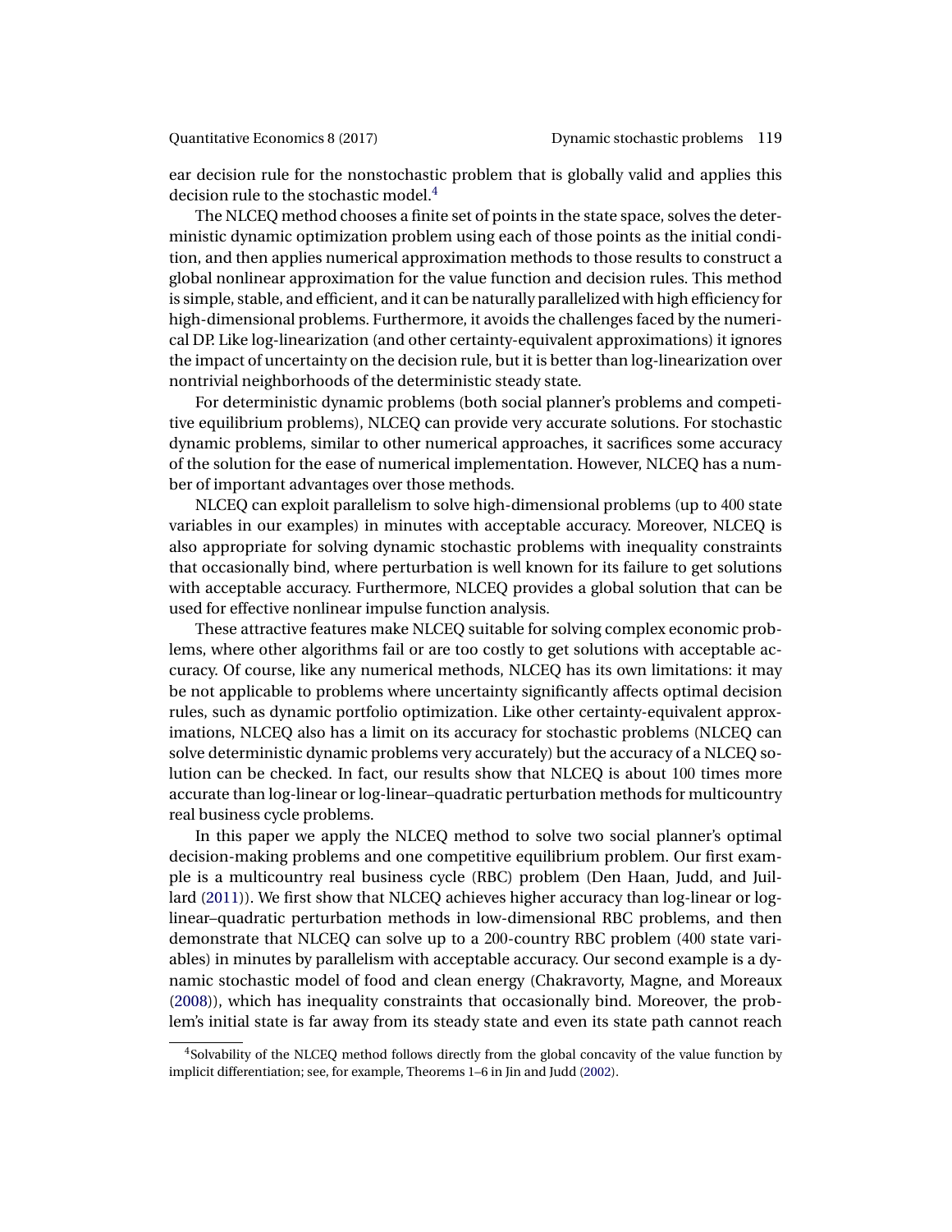ear decision rule for the nonstochastic problem that is globally valid and applies this decision rule to the stochastic model.[4]

The NLCEQ method chooses a finite set of points in the state space, solves the deterministic dynamic optimization problem using each of those points as the initial condition, and then applies numerical approximation methods to those results to construct a global nonlinear approximation for the value function and decision rules. This method is simple, stable, and efficient, and it can be naturally parallelized with high efficiency for high-dimensional problems. Furthermore, it avoids the challenges faced by the numerical DP. Like log-linearization (and other certainty-equivalent approximations) it ignores the impact of uncertainty on the decision rule, but it is better than log-linearization over nontrivial neighborhoods of the deterministic steady state.

For deterministic dynamic problems (both social planner's problems and competitive equilibrium problems), NLCEQ can provide very accurate solutions. For stochastic dynamic problems, similar to other numerical approaches, it sacrifices some accuracy of the solution for the ease of numerical implementation. However, NLCEQ has a number of important advantages over those methods.

NLCEQ can exploit parallelism to solve high-dimensional problems (up to 400 state variables in our examples) in minutes with acceptable accuracy. Moreover, NLCEQ is also appropriate for solving dynamic stochastic problems with inequality constraints that occasionally bind, where perturbation is well known for its failure to get solutions with acceptable accuracy. Furthermore, NLCEQ provides a global solution that can be used for effective nonlinear impulse function analysis.

These attractive features make NLCEQ suitable for solving complex economic problems, where other algorithms fail or are too costly to get solutions with acceptable accuracy. Of course, like any numerical methods, NLCEQ has its own limitations: it may be not applicable to problems where uncertainty significantly affects optimal decision rules, such as dynamic portfolio optimization. Like other certainty-equivalent approximations, NLCEQ also has a limit on its accuracy for stochastic problems (NLCEQ can solve deterministic dynamic problems very accurately) but the accuracy of a NLCEQ solution can be checked. In fact, our results show that NLCEQ is about 100 times more accurate than log-linear or log-linear–quadratic perturbation methods for multicountry real business cycle problems.

In this paper we apply the NLCEQ method to solve two social planner's optimal decision-making problems and one competitive equilibrium problem. Our first example is a multicountry real business cycle (RBC) problem (Den Haan, Judd, and Juillard (2011)). We first show that NLCEQ achieves higher accuracy than log-linear or log-linear–quadratic perturbation methods in low-dimensional RBC problems, and then demonstrate that NLCEQ can solve up to a 200-country RBC problem (400 state variables) in minutes by parallelism with acceptable accuracy. Our second example is a dynamic stochastic model of food and clean energy (Chakravorty, Magne, and Moreaux (2008)), which has inequality constraints that occasionally bind. Moreover, the problem's initial state is far away from its steady state and even its state path cannot reach

[4]Solvability of the NLCEQ method follows directly from the global concavity of the value function by implicit differentiation; see, for example, Theorems 1–6 in Jin and Judd (2002).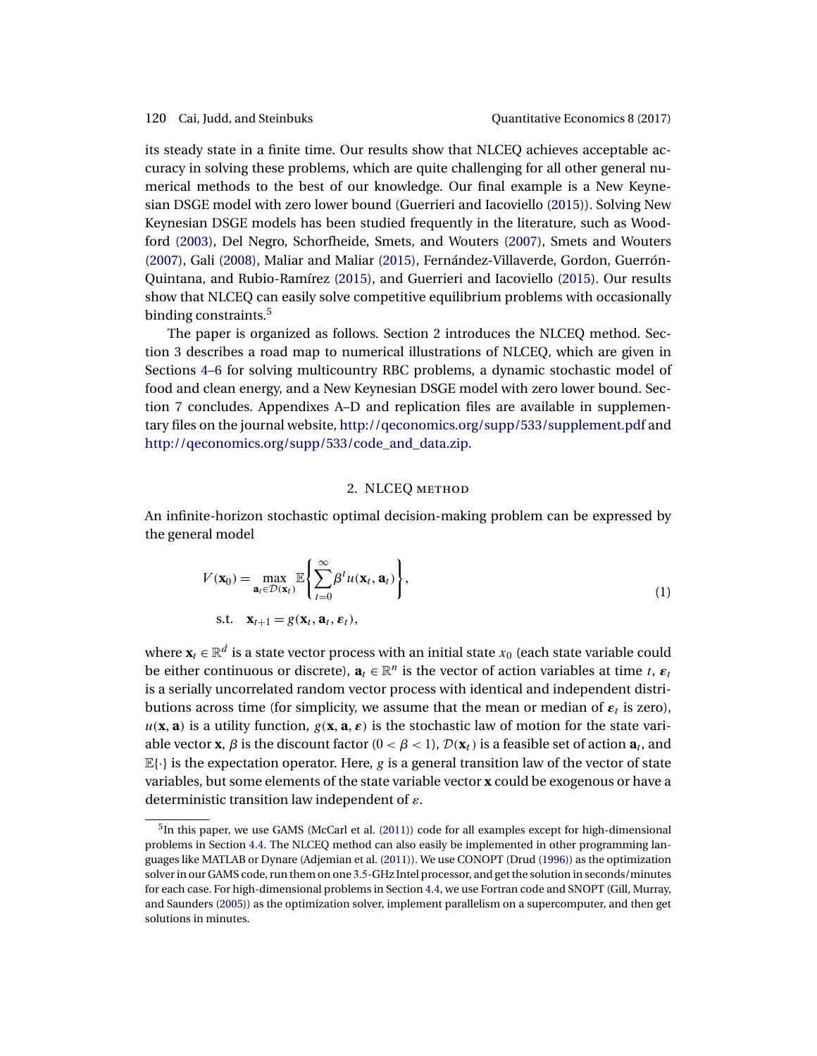its steady state in a finite time. Our results show that NLCEQ achieves acceptable accuracy in solving these problems, which are quite challenging for all other general numerical methods to the best of our knowledge. Our final example is a New Keynesian DSGE model with zero lower bound (Guerrieri and Iacoviello (2015)). Solving New Keynesian DSGE models has been studied frequently in the literature, such as Woodford (2003), Del Negro, Schorfheide, Smets, and Wouters (2007), Smets and Wouters (2007), Gali (2008), Maliar and Maliar (2015), Fernández-Villaverde, Gordon, Guerrón-Quintana, and Rubio-Ramírez (2015), and Guerrieri and Iacoviello (2015). Our results show that NLCEQ can easily solve competitive equilibrium problems with occasionally binding constraints.[5]

The paper is organized as follows. Section 2 introduces the NLCEQ method. Section 3 describes a road map to numerical illustrations of NLCEQ, which are given in Sections 4–6 for solving multicountry RBC problems, a dynamic stochastic model of food and clean energy, and a New Keynesian DSGE model with zero lower bound. Section 7 concludes. Appendixes A–D and replication files are available in supplementary files on the journal website, http://qeconomics.org/supp/533/supplement.pdf and http://qeconomics.org/supp/533/code_and_data.zip.

## 2. NLCEQ method

An infinite-horizon stochastic optimal decision-making problem can be expressed by the general model

$$
\begin{aligned}
V(\mathbf{x}_0) &= \max_{\mathbf{a}_t \in \mathcal{D}(\mathbf{x}_t)} \mathbb{E}\left\{ \sum_{t=0}^{\infty} \beta^t u(\mathbf{x}_t, \mathbf{a}_t) \right\}, \\
\text{s.t.} \quad & \mathbf{x}_{t+1} = g(\mathbf{x}_t, \mathbf{a}_t, \boldsymbol{\varepsilon}_t),
\end{aligned} \tag{1}
$$

where $\mathbf{x}_t \in \mathbb{R}^d$ is a state vector process with an initial state $x_0$ (each state variable could be either continuous or discrete), $\mathbf{a}_t \in \mathbb{R}^n$ is the vector of action variables at time $t$, $\boldsymbol{\varepsilon}_t$ is a serially uncorrelated random vector process with identical and independent distributions across time (for simplicity, we assume that the mean or median of $\boldsymbol{\varepsilon}_t$ is zero), $u(\mathbf{x}, \mathbf{a})$ is a utility function, $g(\mathbf{x}, \mathbf{a}, \boldsymbol{\varepsilon})$ is the stochastic law of motion for the state variable vector $\mathbf{x}$, $\beta$ is the discount factor ($0 < \beta < 1$), $\mathcal{D}(\mathbf{x}_t)$ is a feasible set of action $\mathbf{a}_t$, and $\mathbb{E}\{\cdot\}$ is the expectation operator. Here, $g$ is a general transition law of the vector of state variables, but some elements of the state variable vector $\mathbf{x}$ could be exogenous or have a deterministic transition law independent of $\varepsilon$.

---

[5]In this paper, we use GAMS (McCarl et al. (2011)) code for all examples except for high-dimensional problems in Section 4.4. The NLCEQ method can also easily be implemented in other programming languages like MATLAB or Dynare (Adjemian et al. (2011)). We use CONOPT (Drud (1996)) as the optimization solver in our GAMS code, run them on one 3.5-GHz Intel processor, and get the solution in seconds/minutes for each case. For high-dimensional problems in Section 4.4, we use Fortran code and SNOPT (Gill, Murray, and Saunders (2005)) as the optimization solver, implement parallelism on a supercomputer, and then get solutions in minutes.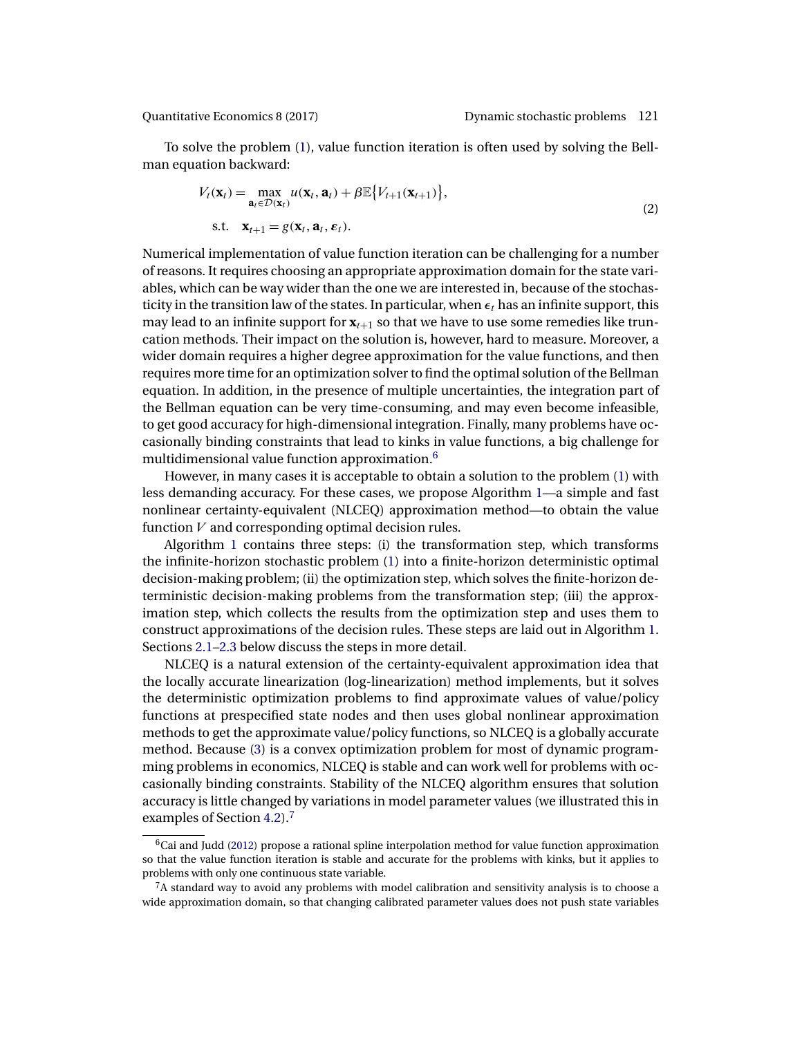To solve the problem (1), value function iteration is often used by solving the Bellman equation backward:

$$
\begin{aligned}
V_t(\mathbf{x}_t) &= \max_{\mathbf{a}_t \in \mathcal{D}(\mathbf{x}_t)} u(\mathbf{x}_t, \mathbf{a}_t) + \beta \mathbb{E}\{V_{t+1}(\mathbf{x}_{t+1})\}, \\
\text{s.t.} \quad & \mathbf{x}_{t+1} = g(\mathbf{x}_t, \mathbf{a}_t, \boldsymbol{\varepsilon}_t).
\end{aligned}
\tag{2}
$$

Numerical implementation of value function iteration can be challenging for a number of reasons. It requires choosing an appropriate approximation domain for the state variables, which can be way wider than the one we are interested in, because of the stochasticity in the transition law of the states. In particular, when $\boldsymbol{\epsilon}_t$ has an infinite support, this may lead to an infinite support for $\mathbf{x}_{t+1}$ so that we have to use some remedies like truncation methods. Their impact on the solution is, however, hard to measure. Moreover, a wider domain requires a higher degree approximation for the value functions, and then requires more time for an optimization solver to find the optimal solution of the Bellman equation. In addition, in the presence of multiple uncertainties, the integration part of the Bellman equation can be very time-consuming, and may even become infeasible, to get good accuracy for high-dimensional integration. Finally, many problems have occasionally binding constraints that lead to kinks in value functions, a big challenge for multidimensional value function approximation.[6]

However, in many cases it is acceptable to obtain a solution to the problem (1) with less demanding accuracy. For these cases, we propose Algorithm 1—a simple and fast nonlinear certainty-equivalent (NLCEQ) approximation method—to obtain the value function $V$ and corresponding optimal decision rules.

Algorithm 1 contains three steps: (i) the transformation step, which transforms the infinite-horizon stochastic problem (1) into a finite-horizon deterministic optimal decision-making problem; (ii) the optimization step, which solves the finite-horizon deterministic decision-making problems from the transformation step; (iii) the approximation step, which collects the results from the optimization step and uses them to construct approximations of the decision rules. These steps are laid out in Algorithm 1. Sections 2.1–2.3 below discuss the steps in more detail.

NLCEQ is a natural extension of the certainty-equivalent approximation idea that the locally accurate linearization (log-linearization) method implements, but it solves the deterministic optimization problems to find approximate values of value/policy functions at prespecified state nodes and then uses global nonlinear approximation methods to get the approximate value/policy functions, so NLCEQ is a globally accurate method. Because (3) is a convex optimization problem for most of dynamic programming problems in economics, NLCEQ is stable and can work well for problems with occasionally binding constraints. Stability of the NLCEQ algorithm ensures that solution accuracy is little changed by variations in model parameter values (we illustrated this in examples of Section 4.2).[7]

[6] Cai and Judd (2012) propose a rational spline interpolation method for value function approximation so that the value function iteration is stable and accurate for the problems with kinks, but it applies to problems with only one continuous state variable.

[7] A standard way to avoid any problems with model calibration and sensitivity analysis is to choose a wide approximation domain, so that changing calibrated parameter values does not push state variables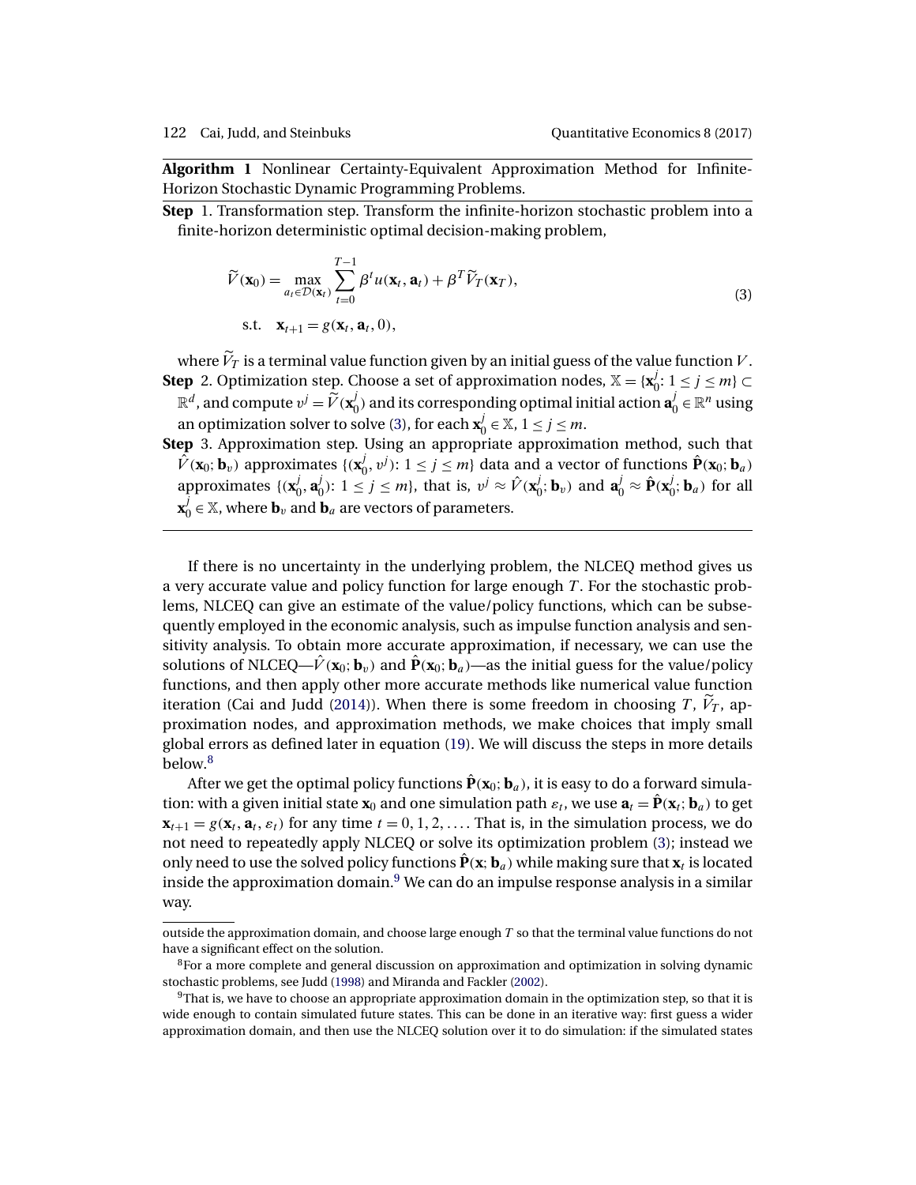**Algorithm 1** Nonlinear Certainty-Equivalent Approximation Method for Infinite-Horizon Stochastic Dynamic Programming Problems.

**Step** 1. Transformation step. Transform the infinite-horizon stochastic problem into a finite-horizon deterministic optimal decision-making problem,

$$
\begin{aligned}
\widetilde{V}(\mathbf{x}_0) &= \max_{a_t \in \mathcal{D}(\mathbf{x}_t)} \sum_{t=0}^{T-1} \beta^t u(\mathbf{x}_t, \mathbf{a}_t) + \beta^T \widetilde{V}_T(\mathbf{x}_T), \\
\text{s.t.} \quad & \mathbf{x}_{t+1} = g(\mathbf{x}_t, \mathbf{a}_t, 0),
\end{aligned}
\tag{3}
$$

where $\widetilde{V}_T$ is a terminal value function given by an initial guess of the value function $V$.

**Step** 2. Optimization step. Choose a set of approximation nodes, $\mathbb{X} = \{\mathbf{x}_0^j : 1 \leq j \leq m\} \subset \mathbb{R}^d$, and compute $v^j = \widetilde{V}(\mathbf{x}_0^j)$ and its corresponding optimal initial action $\mathbf{a}_0^j \in \mathbb{R}^n$ using an optimization solver to solve (3), for each $\mathbf{x}_0^j \in \mathbb{X}$, $1 \leq j \leq m$.

**Step** 3. Approximation step. Using an appropriate approximation method, such that $\hat{V}(\mathbf{x}_0; \mathbf{b}_v)$ approximates $\{(\mathbf{x}_0^j, v^j): 1 \leq j \leq m\}$ data and a vector of functions $\hat{\mathbf{P}}(\mathbf{x}_0; \mathbf{b}_a)$ approximates $\{(\mathbf{x}_0^j, \mathbf{a}_0^j): 1 \leq j \leq m\}$, that is, $v^j \approx \hat{V}(\mathbf{x}_0^j; \mathbf{b}_v)$ and $\mathbf{a}_0^j \approx \hat{\mathbf{P}}(\mathbf{x}_0^j; \mathbf{b}_a)$ for all $\mathbf{x}_0^j \in \mathbb{X}$, where $\mathbf{b}_v$ and $\mathbf{b}_a$ are vectors of parameters.

If there is no uncertainty in the underlying problem, the NLCEQ method gives us a very accurate value and policy function for large enough $T$. For the stochastic problems, NLCEQ can give an estimate of the value/policy functions, which can be subsequently employed in the economic analysis, such as impulse function analysis and sensitivity analysis. To obtain more accurate approximation, if necessary, we can use the solutions of NLCEQ—$\hat{V}(\mathbf{x}_0; \mathbf{b}_v)$ and $\hat{\mathbf{P}}(\mathbf{x}_0; \mathbf{b}_a)$—as the initial guess for the value/policy functions, and then apply other more accurate methods like numerical value function iteration (Cai and Judd (2014)). When there is some freedom in choosing $T$, $\widetilde{V}_T$, approximation nodes, and approximation methods, we make choices that imply small global errors as defined later in equation (19). We will discuss the steps in more details below.[8]

After we get the optimal policy functions $\hat{\mathbf{P}}(\mathbf{x}_0; \mathbf{b}_a)$, it is easy to do a forward simulation: with a given initial state $\mathbf{x}_0$ and one simulation path $\varepsilon_t$, we use $\mathbf{a}_t = \hat{\mathbf{P}}(\mathbf{x}_t; \mathbf{b}_a)$ to get $\mathbf{x}_{t+1} = g(\mathbf{x}_t, \mathbf{a}_t, \varepsilon_t)$ for any time $t = 0, 1, 2, \ldots$. That is, in the simulation process, we do not need to repeatedly apply NLCEQ or solve its optimization problem (3); instead we only need to use the solved policy functions $\hat{\mathbf{P}}(\mathbf{x}; \mathbf{b}_a)$ while making sure that $\mathbf{x}_t$ is located inside the approximation domain.[9] We can do an impulse response analysis in a similar way.

---

outside the approximation domain, and choose large enough $T$ so that the terminal value functions do not have a significant effect on the solution.

[8] For a more complete and general discussion on approximation and optimization in solving dynamic stochastic problems, see Judd (1998) and Miranda and Fackler (2002).

[9] That is, we have to choose an appropriate approximation domain in the optimization step, so that it is wide enough to contain simulated future states. This can be done in an iterative way: first guess a wider approximation domain, and then use the NLCEQ solution over it to do simulation: if the simulated states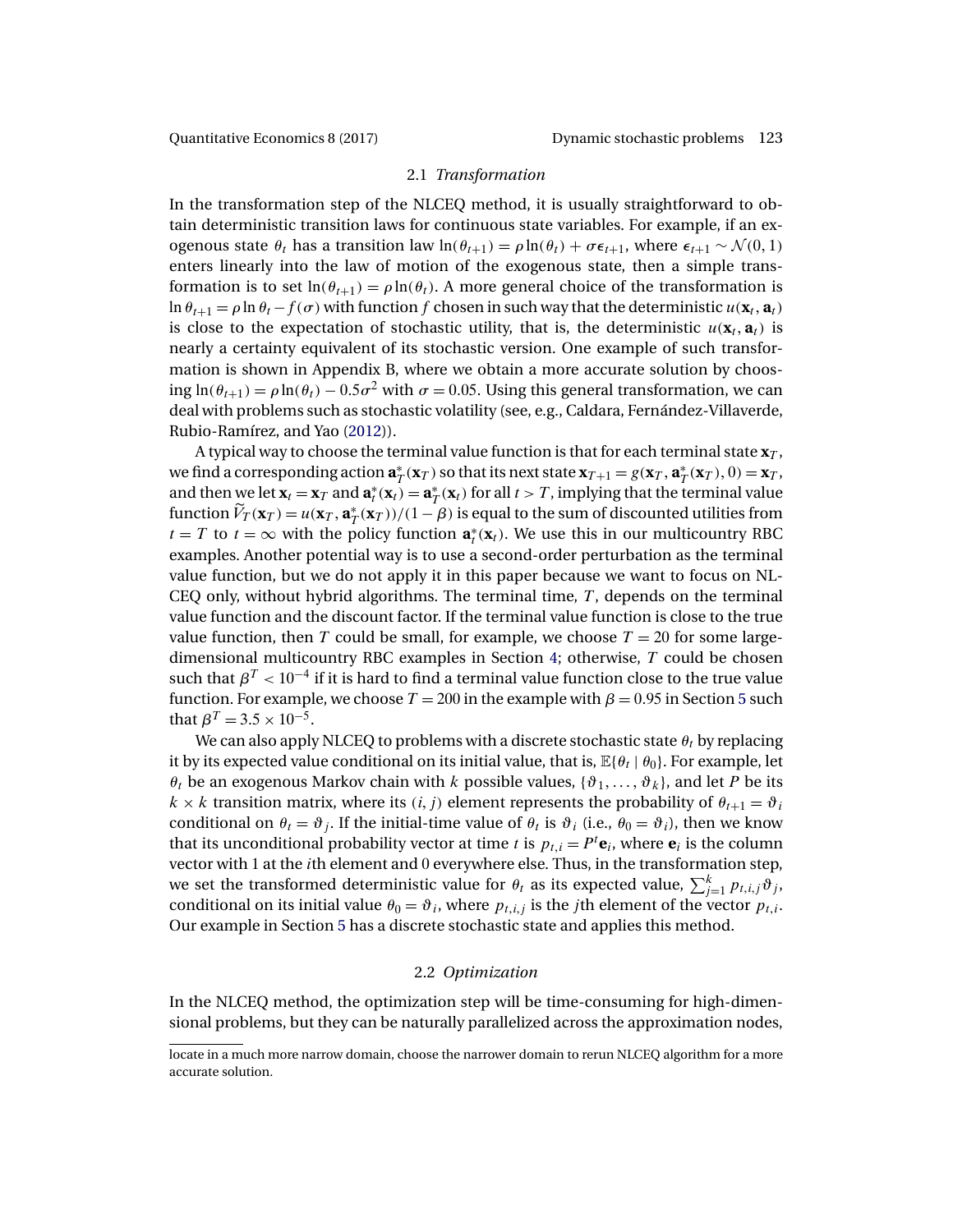### 2.1 *Transformation*

In the transformation step of the NLCEQ method, it is usually straightforward to obtain deterministic transition laws for continuous state variables. For example, if an exogenous state $\theta_t$ has a transition law $\ln(\theta_{t+1}) = \rho \ln(\theta_t) + \sigma\epsilon_{t+1}$, where $\epsilon_{t+1} \sim \mathcal{N}(0, 1)$ enters linearly into the law of motion of the exogenous state, then a simple transformation is to set $\ln(\theta_{t+1}) = \rho \ln(\theta_t)$. A more general choice of the transformation is $\ln\theta_{t+1} = \rho \ln\theta_t - f(\sigma)$ with function $f$ chosen in such way that the deterministic $u(\mathbf{x}_t, \mathbf{a}_t)$ is close to the expectation of stochastic utility, that is, the deterministic $u(\mathbf{x}_t, \mathbf{a}_t)$ is nearly a certainty equivalent of its stochastic version. One example of such transformation is shown in Appendix B, where we obtain a more accurate solution by choosing $\ln(\theta_{t+1}) = \rho \ln(\theta_t) - 0.5\sigma^2$ with $\sigma = 0.05$. Using this general transformation, we can deal with problems such as stochastic volatility (see, e.g., Caldara, Fernández-Villaverde, Rubio-Ramírez, and Yao (2012)).

A typical way to choose the terminal value function is that for each terminal state $\mathbf{x}_T$, we find a corresponding action $\mathbf{a}_T^*(\mathbf{x}_T)$ so that its next state $\mathbf{x}_{T+1} = g(\mathbf{x}_T, \mathbf{a}_T^*(\mathbf{x}_T), 0) = \mathbf{x}_T$, and then we let $\mathbf{x}_t = \mathbf{x}_T$ and $\mathbf{a}_t^*(\mathbf{x}_t) = \mathbf{a}_T^*(\mathbf{x}_t)$ for all $t > T$, implying that the terminal value function $\widetilde{V}_T(\mathbf{x}_T) = u(\mathbf{x}_T, \mathbf{a}_T^*(\mathbf{x}_T))/(1-\beta)$ is equal to the sum of discounted utilities from $t = T$ to $t = \infty$ with the policy function $\mathbf{a}_t^*(\mathbf{x}_t)$. We use this in our multicountry RBC examples. Another potential way is to use a second-order perturbation as the terminal value function, but we do not apply it in this paper because we want to focus on NLCEQ only, without hybrid algorithms. The terminal time, $T$, depends on the terminal value function and the discount factor. If the terminal value function is close to the true value function, then $T$ could be small, for example, we choose $T = 20$ for some large-dimensional multicountry RBC examples in Section 4; otherwise, $T$ could be chosen such that $\beta^T < 10^{-4}$ if it is hard to find a terminal value function close to the true value function. For example, we choose $T = 200$ in the example with $\beta = 0.95$ in Section 5 such that $\beta^T = 3.5 \times 10^{-5}$.

We can also apply NLCEQ to problems with a discrete stochastic state $\theta_t$ by replacing it by its expected value conditional on its initial value, that is, $\mathbb{E}\{\theta_t \mid \theta_0\}$. For example, let $\theta_t$ be an exogenous Markov chain with $k$ possible values, $\{\vartheta_1, \dots, \vartheta_k\}$, and let $P$ be its $k \times k$ transition matrix, where its $(i, j)$ element represents the probability of $\theta_{t+1} = \vartheta_i$ conditional on $\theta_t = \vartheta_j$. If the initial-time value of $\theta_t$ is $\vartheta_i$ (i.e., $\theta_0 = \vartheta_i$), then we know that its unconditional probability vector at time $t$ is $p_{t,i} = P^t\mathbf{e}_i$, where $\mathbf{e}_i$ is the column vector with 1 at the $i$th element and 0 everywhere else. Thus, in the transformation step, we set the transformed deterministic value for $\theta_t$ as its expected value, $\sum_{j=1}^k p_{t,i,j}\vartheta_j$, conditional on its initial value $\theta_0 = \vartheta_i$, where $p_{t,i,j}$ is the $j$th element of the vector $p_{t,i}$. Our example in Section 5 has a discrete stochastic state and applies this method.

### 2.2 *Optimization*

In the NLCEQ method, the optimization step will be time-consuming for high-dimensional problems, but they can be naturally parallelized across the approximation nodes,

---

locate in a much more narrow domain, choose the narrower domain to rerun NLCEQ algorithm for a more accurate solution.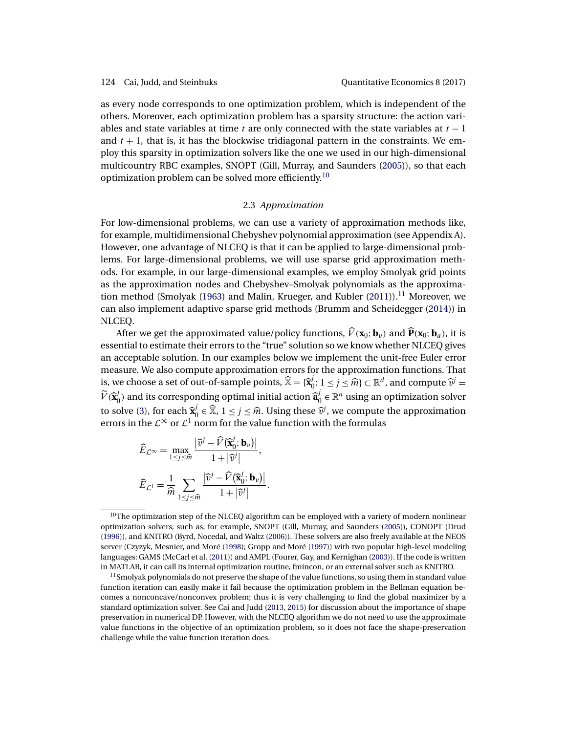as every node corresponds to one optimization problem, which is independent of the others. Moreover, each optimization problem has a sparsity structure: the action variables and state variables at time $t$ are only connected with the state variables at $t-1$ and $t+1$, that is, it has the blockwise tridiagonal pattern in the constraints. We employ this sparsity in optimization solvers like the one we used in our high-dimensional multicountry RBC examples, SNOPT (Gill, Murray, and Saunders (2005)), so that each optimization problem can be solved more efficiently.[10]

### 2.3 *Approximation*

For low-dimensional problems, we can use a variety of approximation methods like, for example, multidimensional Chebyshev polynomial approximation (see Appendix A). However, one advantage of NLCEQ is that it can be applied to large-dimensional problems. For large-dimensional problems, we will use sparse grid approximation methods. For example, in our large-dimensional examples, we employ Smolyak grid points as the approximation nodes and Chebyshev–Smolyak polynomials as the approximation method (Smolyak (1963) and Malin, Krueger, and Kubler (2011)).[11] Moreover, we can also implement adaptive sparse grid methods (Brumm and Scheidegger (2014)) in NLCEQ.

After we get the approximated value/policy functions, $\widehat{V}(\mathbf{x}_0; \mathbf{b}_v)$ and $\widehat{\mathbf{P}}(\mathbf{x}_0; \mathbf{b}_a)$, it is essential to estimate their errors to the "true" solution so we know whether NLCEQ gives an acceptable solution. In our examples below we implement the unit-free Euler error measure. We also compute approximation errors for the approximation functions. That is, we choose a set of out-of-sample points, $\widehat{\mathbb{X}} = \{\widehat{\mathbf{x}}_0^j : 1 \leq j \leq \widehat{m}\} \subset \mathbb{R}^d$, and compute $\widehat{v}^j = \widetilde{V}(\widehat{\mathbf{x}}_0^j)$ and its corresponding optimal initial action $\widehat{\mathbf{a}}_0^j \in \mathbb{R}^n$ using an optimization solver to solve (3), for each $\widehat{\mathbf{x}}_0^j \in \widehat{\mathbb{X}}$, $1 \leq j \leq \widehat{m}$. Using these $\widehat{v}^j$, we compute the approximation errors in the $\mathcal{L}^\infty$ or $\mathcal{L}^1$ norm for the value function with the formulas

$$\widehat{E}_{\mathcal{L}^\infty} = \max_{1 \leq j \leq \widehat{m}} \frac{\left|\widehat{v}^j - \widehat{V}(\widehat{\mathbf{x}}_0^j; \mathbf{b}_v)\right|}{1 + \left|\widehat{v}^j\right|},$$

$$\widehat{E}_{\mathcal{L}^1} = \frac{1}{\widehat{m}} \sum_{1 \leq j \leq \widehat{m}} \frac{\left|\widehat{v}^j - \widehat{V}(\widehat{\mathbf{x}}_0^j; \mathbf{b}_v)\right|}{1 + \left|\widehat{v}^j\right|}.$$

[10] The optimization step of the NLCEQ algorithm can be employed with a variety of modern nonlinear optimization solvers, such as, for example, SNOPT (Gill, Murray, and Saunders (2005)), CONOPT (Drud (1996)), and KNITRO (Byrd, Nocedal, and Waltz (2006)). These solvers are also freely available at the NEOS server (Czyzyk, Mesnier, and Moré (1998); Gropp and Moré (1997)) with two popular high-level modeling languages: GAMS (McCarl et al. (2011)) and AMPL (Fourer, Gay, and Kernighan (2003)). If the code is written in MATLAB, it can call its internal optimization routine, fmincon, or an external solver such as KNITRO.

[11] Smolyak polynomials do not preserve the shape of the value functions, so using them in standard value function iteration can easily make it fail because the optimization problem in the Bellman equation becomes a nonconcave/nonconvex problem; thus it is very challenging to find the global maximizer by a standard optimization solver. See Cai and Judd (2013, 2015) for discussion about the importance of shape preservation in numerical DP. However, with the NLCEQ algorithm we do not need to use the approximate value functions in the objective of an optimization problem, so it does not face the shape-preservation challenge while the value function iteration does.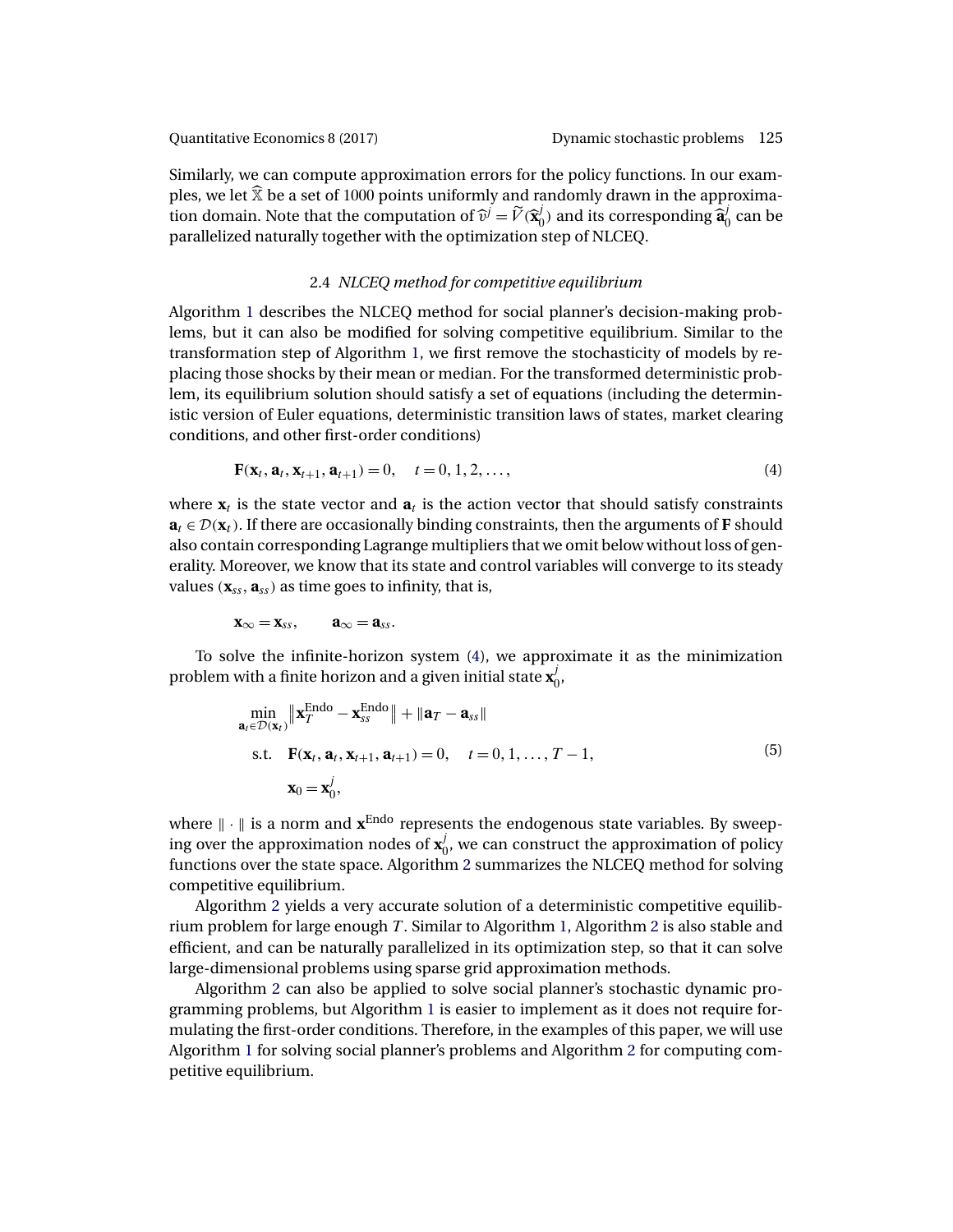Similarly, we can compute approximation errors for the policy functions. In our examples, we let $\widehat{\mathbb{X}}$ be a set of 1000 points uniformly and randomly drawn in the approximation domain. Note that the computation of $\widehat{v}^j = \widetilde{V}(\widehat{\mathbf{x}}_0^j)$ and its corresponding $\widehat{\mathbf{a}}_0^j$ can be parallelized naturally together with the optimization step of NLCEQ.

### 2.4 *NLCEQ method for competitive equilibrium*

Algorithm 1 describes the NLCEQ method for social planner's decision-making problems, but it can also be modified for solving competitive equilibrium. Similar to the transformation step of Algorithm 1, we first remove the stochasticity of models by replacing those shocks by their mean or median. For the transformed deterministic problem, its equilibrium solution should satisfy a set of equations (including the deterministic version of Euler equations, deterministic transition laws of states, market clearing conditions, and other first-order conditions)

$$\mathbf{F}(\mathbf{x}_t, \mathbf{a}_t, \mathbf{x}_{t+1}, \mathbf{a}_{t+1}) = 0, \quad t = 0, 1, 2, \ldots, \tag{4}$$

where $\mathbf{x}_t$ is the state vector and $\mathbf{a}_t$ is the action vector that should satisfy constraints $\mathbf{a}_t \in \mathcal{D}(\mathbf{x}_t)$. If there are occasionally binding constraints, then the arguments of $\mathbf{F}$ should also contain corresponding Lagrange multipliers that we omit below without loss of generality. Moreover, we know that its state and control variables will converge to its steady values $(\mathbf{x}_{ss}, \mathbf{a}_{ss})$ as time goes to infinity, that is,

$$\mathbf{x}_\infty = \mathbf{x}_{ss}, \qquad \mathbf{a}_\infty = \mathbf{a}_{ss}.$$

To solve the infinite-horizon system (4), we approximate it as the minimization problem with a finite horizon and a given initial state $\mathbf{x}_0^j$,

$$\begin{aligned}
\min_{\mathbf{a}_t \in \mathcal{D}(\mathbf{x}_t)} \quad & \left\| \mathbf{x}_T^{\text{Endo}} - \mathbf{x}_{ss}^{\text{Endo}} \right\| + \|\mathbf{a}_T - \mathbf{a}_{ss}\| \\
\text{s.t.} \quad & \mathbf{F}(\mathbf{x}_t, \mathbf{a}_t, \mathbf{x}_{t+1}, \mathbf{a}_{t+1}) = 0, \quad t = 0, 1, \ldots, T-1, \\
& \mathbf{x}_0 = \mathbf{x}_0^j,
\end{aligned} \tag{5}$$

where $\|\cdot\|$ is a norm and $\mathbf{x}^{\text{Endo}}$ represents the endogenous state variables. By sweeping over the approximation nodes of $\mathbf{x}_0^j$, we can construct the approximation of policy functions over the state space. Algorithm 2 summarizes the NLCEQ method for solving competitive equilibrium.

Algorithm 2 yields a very accurate solution of a deterministic competitive equilibrium problem for large enough $T$. Similar to Algorithm 1, Algorithm 2 is also stable and efficient, and can be naturally parallelized in its optimization step, so that it can solve large-dimensional problems using sparse grid approximation methods.

Algorithm 2 can also be applied to solve social planner's stochastic dynamic programming problems, but Algorithm 1 is easier to implement as it does not require formulating the first-order conditions. Therefore, in the examples of this paper, we will use Algorithm 1 for solving social planner's problems and Algorithm 2 for computing competitive equilibrium.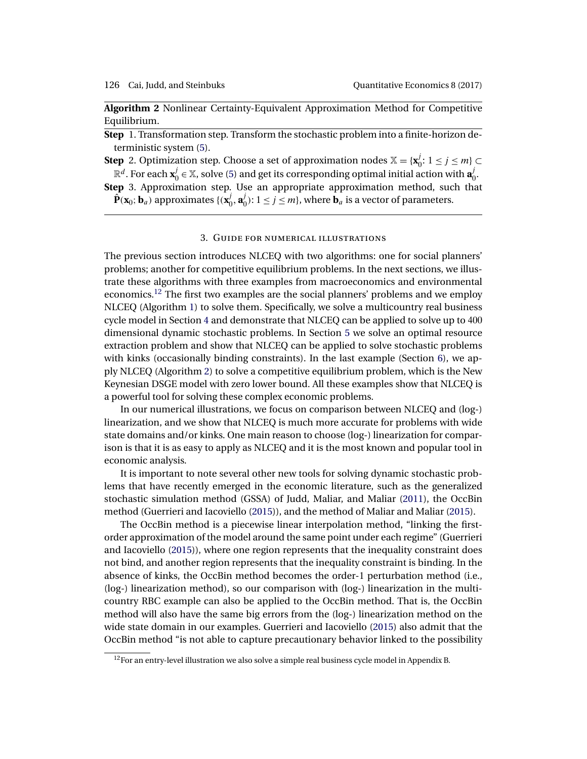**Algorithm 2** Nonlinear Certainty-Equivalent Approximation Method for Competitive Equilibrium.

**Step** 1. Transformation step. Transform the stochastic problem into a finite-horizon deterministic system (5).

**Step** 2. Optimization step. Choose a set of approximation nodes $\mathbb{X} = \{\mathbf{x}_0^j : 1 \leq j \leq m\} \subset \mathbb{R}^d$. For each $\mathbf{x}_0^j \in \mathbb{X}$, solve (5) and get its corresponding optimal initial action with $\mathbf{a}_0^j$.

**Step** 3. Approximation step. Use an appropriate approximation method, such that $\hat{\mathbf{P}}(\mathbf{x}_0; \mathbf{b}_a)$ approximates $\{(\mathbf{x}_0^j, \mathbf{a}_0^j) : 1 \leq j \leq m\}$, where $\mathbf{b}_a$ is a vector of parameters.

## 3. Guide for numerical illustrations

The previous section introduces NLCEQ with two algorithms: one for social planners' problems; another for competitive equilibrium problems. In the next sections, we illustrate these algorithms with three examples from macroeconomics and environmental economics.[12] The first two examples are the social planners' problems and we employ NLCEQ (Algorithm 1) to solve them. Specifically, we solve a multicountry real business cycle model in Section 4 and demonstrate that NLCEQ can be applied to solve up to 400 dimensional dynamic stochastic problems. In Section 5 we solve an optimal resource extraction problem and show that NLCEQ can be applied to solve stochastic problems with kinks (occasionally binding constraints). In the last example (Section 6), we apply NLCEQ (Algorithm 2) to solve a competitive equilibrium problem, which is the New Keynesian DSGE model with zero lower bound. All these examples show that NLCEQ is a powerful tool for solving these complex economic problems.

In our numerical illustrations, we focus on comparison between NLCEQ and (log-) linearization, and we show that NLCEQ is much more accurate for problems with wide state domains and/or kinks. One main reason to choose (log-) linearization for comparison is that it is as easy to apply as NLCEQ and it is the most known and popular tool in economic analysis.

It is important to note several other new tools for solving dynamic stochastic problems that have recently emerged in the economic literature, such as the generalized stochastic simulation method (GSSA) of Judd, Maliar, and Maliar (2011), the OccBin method (Guerrieri and Iacoviello (2015)), and the method of Maliar and Maliar (2015).

The OccBin method is a piecewise linear interpolation method, "linking the first-order approximation of the model around the same point under each regime" (Guerrieri and Iacoviello (2015)), where one region represents that the inequality constraint does not bind, and another region represents that the inequality constraint is binding. In the absence of kinks, the OccBin method becomes the order-1 perturbation method (i.e., (log-) linearization method), so our comparison with (log-) linearization in the multicountry RBC example can also be applied to the OccBin method. That is, the OccBin method will also have the same big errors from the (log-) linearization method on the wide state domain in our examples. Guerrieri and Iacoviello (2015) also admit that the OccBin method "is not able to capture precautionary behavior linked to the possibility

[12] For an entry-level illustration we also solve a simple real business cycle model in Appendix B.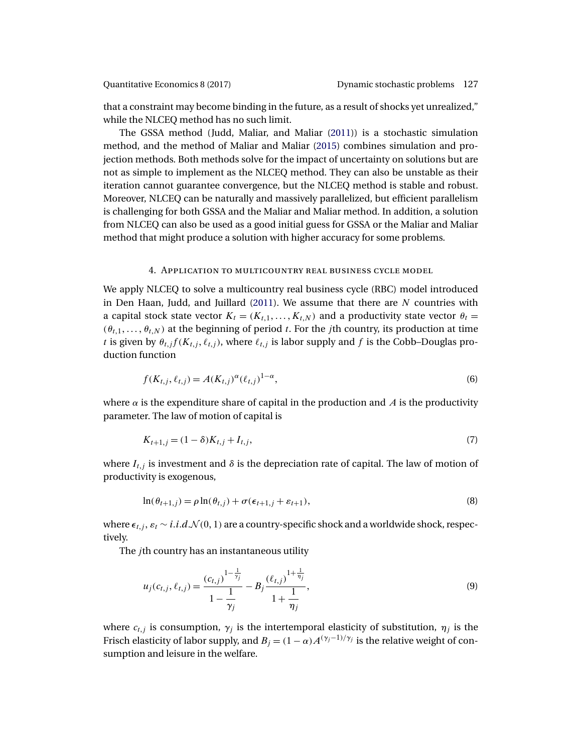that a constraint may become binding in the future, as a result of shocks yet unrealized," while the NLCEQ method has no such limit.

The GSSA method (Judd, Maliar, and Maliar (2011)) is a stochastic simulation method, and the method of Maliar and Maliar (2015) combines simulation and projection methods. Both methods solve for the impact of uncertainty on solutions but are not as simple to implement as the NLCEQ method. They can also be unstable as their iteration cannot guarantee convergence, but the NLCEQ method is stable and robust. Moreover, NLCEQ can be naturally and massively parallelized, but efficient parallelism is challenging for both GSSA and the Maliar and Maliar method. In addition, a solution from NLCEQ can also be used as a good initial guess for GSSA or the Maliar and Maliar method that might produce a solution with higher accuracy for some problems.

## 4. Application to multicountry real business cycle model

We apply NLCEQ to solve a multicountry real business cycle (RBC) model introduced in Den Haan, Judd, and Juillard (2011). We assume that there are $N$ countries with a capital stock state vector $K_t = (K_{t,1}, \dots, K_{t,N})$ and a productivity state vector $\theta_t = (\theta_{t,1}, \dots, \theta_{t,N})$ at the beginning of period $t$. For the $j$th country, its production at time $t$ is given by $\theta_{t,j} f(K_{t,j}, \ell_{t,j})$, where $\ell_{t,j}$ is labor supply and $f$ is the Cobb–Douglas production function

$$f(K_{t,j}, \ell_{t,j}) = A(K_{t,j})^{\alpha}(\ell_{t,j})^{1-\alpha}, \tag{6}$$

where $\alpha$ is the expenditure share of capital in the production and $A$ is the productivity parameter. The law of motion of capital is

$$K_{t+1,j} = (1-\delta)K_{t,j} + I_{t,j}, \tag{7}$$

where $I_{t,j}$ is investment and $\delta$ is the depreciation rate of capital. The law of motion of productivity is exogenous,

$$\ln(\theta_{t+1,j}) = \rho \ln(\theta_{t,j}) + \sigma(\epsilon_{t+1,j} + \varepsilon_{t+1}), \tag{8}$$

where $\epsilon_{t,j}, \varepsilon_t \sim i.i.d.\mathcal{N}(0,1)$ are a country-specific shock and a worldwide shock, respectively.

The $j$th country has an instantaneous utility

$$u_j(c_{t,j}, \ell_{t,j}) = \frac{(c_{t,j})^{1-\frac{1}{\gamma_j}}}{1-\dfrac{1}{\gamma_j}} - B_j \frac{(\ell_{t,j})^{1+\frac{1}{\eta_j}}}{1+\dfrac{1}{\eta_j}}, \tag{9}$$

where $c_{t,j}$ is consumption, $\gamma_j$ is the intertemporal elasticity of substitution, $\eta_j$ is the Frisch elasticity of labor supply, and $B_j = (1-\alpha)A^{(\gamma_j-1)/\gamma_j}$ is the relative weight of consumption and leisure in the welfare.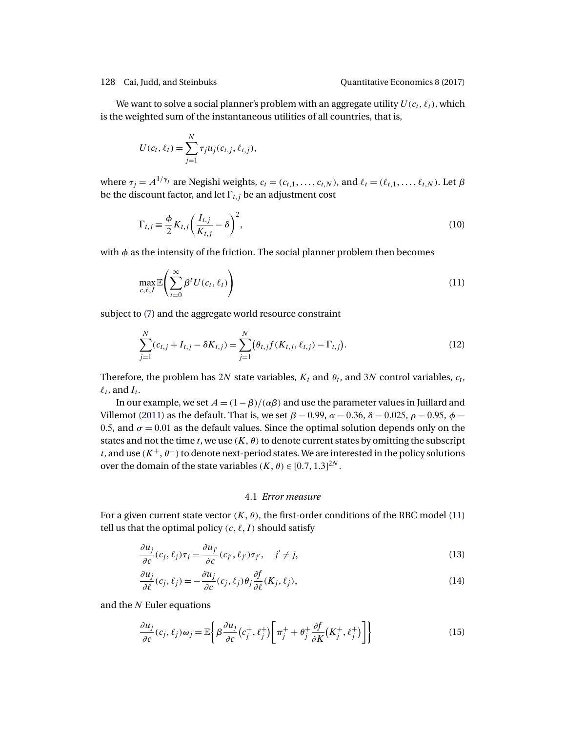We want to solve a social planner's problem with an aggregate utility $U(c_t, \ell_t)$, which is the weighted sum of the instantaneous utilities of all countries, that is,

$$U(c_t, \ell_t) = \sum_{j=1}^{N} \tau_j u_j(c_{t,j}, \ell_{t,j}),$$

where $\tau_j = A^{1/\gamma_j}$ are Negishi weights, $c_t = (c_{t,1}, \dots, c_{t,N})$, and $\ell_t = (\ell_{t,1}, \dots, \ell_{t,N})$. Let $\beta$ be the discount factor, and let $\Gamma_{t,j}$ be an adjustment cost

$$\Gamma_{t,j} \equiv \frac{\phi}{2} K_{t,j} \left( \frac{I_{t,j}}{K_{t,j}} - \delta \right)^2, \tag{10}$$

with $\phi$ as the intensity of the friction. The social planner problem then becomes

$$\max_{c,\ell,I} \mathbb{E}\left( \sum_{t=0}^{\infty} \beta^t U(c_t, \ell_t) \right) \tag{11}$$

subject to (7) and the aggregate world resource constraint

$$\sum_{j=1}^{N} (c_{t,j} + I_{t,j} - \delta K_{t,j}) = \sum_{j=1}^{N} \big( \theta_{t,j} f(K_{t,j}, \ell_{t,j}) - \Gamma_{t,j} \big). \tag{12}$$

Therefore, the problem has $2N$ state variables, $K_t$ and $\theta_t$, and $3N$ control variables, $c_t$, $\ell_t$, and $I_t$.

In our example, we set $A = (1-\beta)/(\alpha\beta)$ and use the parameter values in Juillard and Villemot (2011) as the default. That is, we set $\beta = 0.99$, $\alpha = 0.36$, $\delta = 0.025$, $\rho = 0.95$, $\phi = 0.5$, and $\sigma = 0.01$ as the default values. Since the optimal solution depends only on the states and not the time $t$, we use $(K, \theta)$ to denote current states by omitting the subscript $t$, and use $(K^+, \theta^+)$ to denote next-period states. We are interested in the policy solutions over the domain of the state variables $(K, \theta) \in [0.7, 1.3]^{2N}$.

### 4.1 *Error measure*

For a given current state vector $(K, \theta)$, the first-order conditions of the RBC model (11) tell us that the optimal policy $(c, \ell, I)$ should satisfy

$$\frac{\partial u_j}{\partial c}(c_j, \ell_j)\tau_j = \frac{\partial u_{j'}}{\partial c}(c_{j'}, \ell_{j'})\tau_{j'}, \quad j' \neq j, \tag{13}$$

$$\frac{\partial u_j}{\partial \ell}(c_j, \ell_j) = -\frac{\partial u_j}{\partial c}(c_j, \ell_j)\theta_j \frac{\partial f}{\partial \ell}(K_j, \ell_j), \tag{14}$$

and the $N$ Euler equations

$$\frac{\partial u_j}{\partial c}(c_j, \ell_j)\omega_j = \mathbb{E}\left\{ \beta \frac{\partial u_j}{\partial c}\big(c_j^+, \ell_j^+\big) \left[ \pi_j^+ + \theta_j^+ \frac{\partial f}{\partial K}\big(K_j^+, \ell_j^+\big) \right] \right\} \tag{15}$$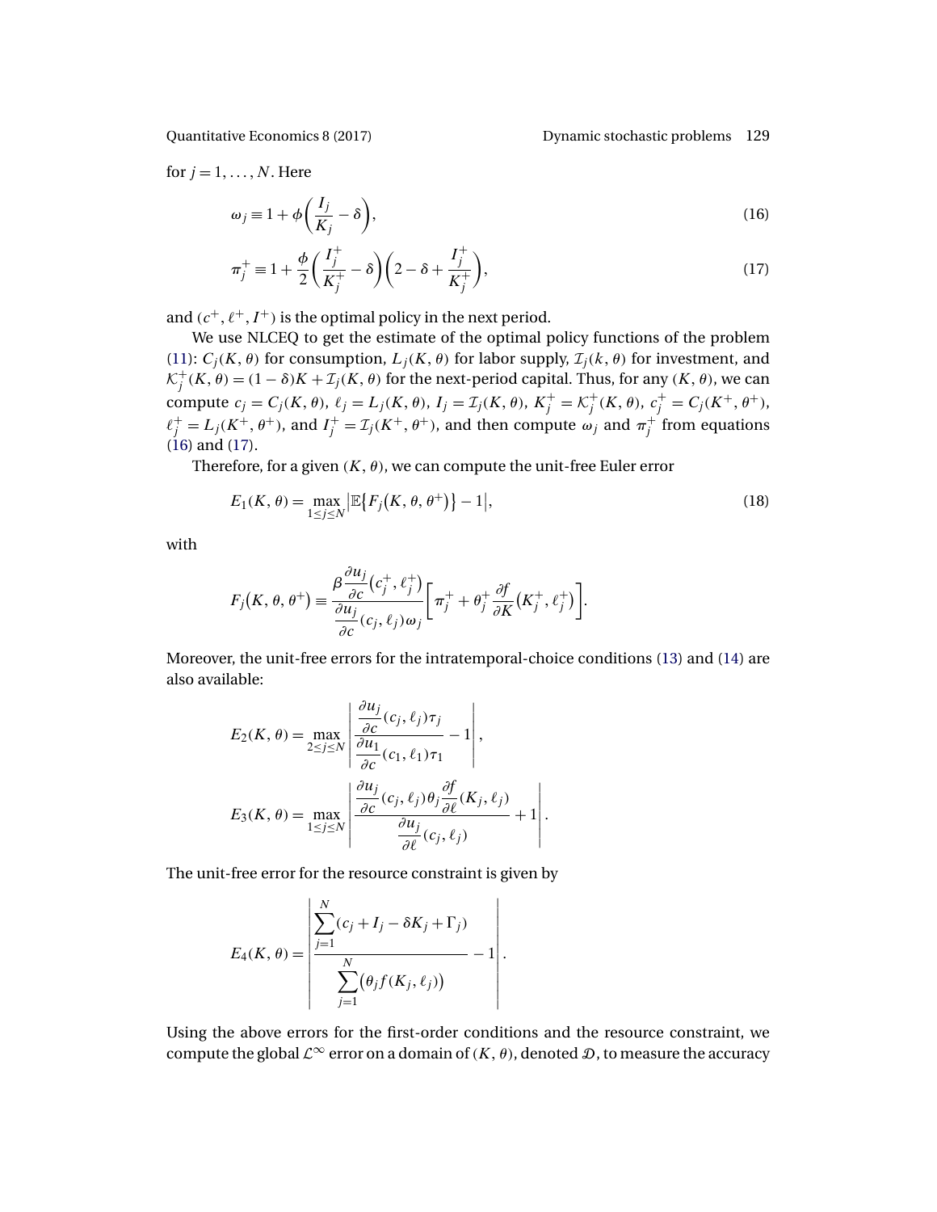for $j = 1, \ldots, N$. Here

$$\omega_j \equiv 1 + \phi\left(\frac{I_j}{K_j} - \delta\right), \tag{16}$$

$$\pi_j^+ \equiv 1 + \frac{\phi}{2}\left(\frac{I_j^+}{K_j^+} - \delta\right)\left(2 - \delta + \frac{I_j^+}{K_j^+}\right), \tag{17}$$

and $(c^+, \ell^+, I^+)$ is the optimal policy in the next period.

We use NLCEQ to get the estimate of the optimal policy functions of the problem (11): $C_j(K, \theta)$ for consumption, $L_j(K, \theta)$ for labor supply, $\mathcal{I}_j(k, \theta)$ for investment, and $\mathcal{K}_j^+(K, \theta) = (1 - \delta)K + \mathcal{I}_j(K, \theta)$ for the next-period capital. Thus, for any $(K, \theta)$, we can compute $c_j = C_j(K, \theta)$, $\ell_j = L_j(K, \theta)$, $I_j = \mathcal{I}_j(K, \theta)$, $K_j^+ = \mathcal{K}_j^+(K, \theta)$, $c_j^+ = C_j(K^+, \theta^+)$, $\ell_j^+ = L_j(K^+, \theta^+)$, and $I_j^+ = \mathcal{I}_j(K^+, \theta^+)$, and then compute $\omega_j$ and $\pi_j^+$ from equations (16) and (17).

Therefore, for a given $(K, \theta)$, we can compute the unit-free Euler error

$$E_1(K, \theta) = \max_{1 \le j \le N} \left| \mathbb{E}\left\{F_j\left(K, \theta, \theta^+\right)\right\} - 1 \right|, \tag{18}$$

with

$$F_j\left(K, \theta, \theta^+\right) \equiv \frac{\beta \dfrac{\partial u_j}{\partial c}\left(c_j^+, \ell_j^+\right)}{\dfrac{\partial u_j}{\partial c}(c_j, \ell_j)\omega_j}\left[\pi_j^+ + \theta_j^+ \frac{\partial f}{\partial K}\left(K_j^+, \ell_j^+\right)\right].$$

Moreover, the unit-free errors for the intratemporal-choice conditions (13) and (14) are also available:

$$E_2(K, \theta) = \max_{2 \le j \le N} \left| \frac{\dfrac{\partial u_j}{\partial c}(c_j, \ell_j)\tau_j}{\dfrac{\partial u_1}{\partial c}(c_1, \ell_1)\tau_1} - 1 \right|,$$

$$E_3(K, \theta) = \max_{1 \le j \le N} \left| \frac{\dfrac{\partial u_j}{\partial c}(c_j, \ell_j)\theta_j \dfrac{\partial f}{\partial \ell}(K_j, \ell_j)}{\dfrac{\partial u_j}{\partial \ell}(c_j, \ell_j)} + 1 \right|.$$

The unit-free error for the resource constraint is given by

$$E_4(K, \theta) = \left| \frac{\displaystyle\sum_{j=1}^{N}(c_j + I_j - \delta K_j + \Gamma_j)}{\displaystyle\sum_{j=1}^{N}\left(\theta_j f(K_j, \ell_j)\right)} - 1 \right|.$$

Using the above errors for the first-order conditions and the resource constraint, we compute the global $\mathcal{L}^\infty$ error on a domain of $(K, \theta)$, denoted $\mathcal{D}$, to measure the accuracy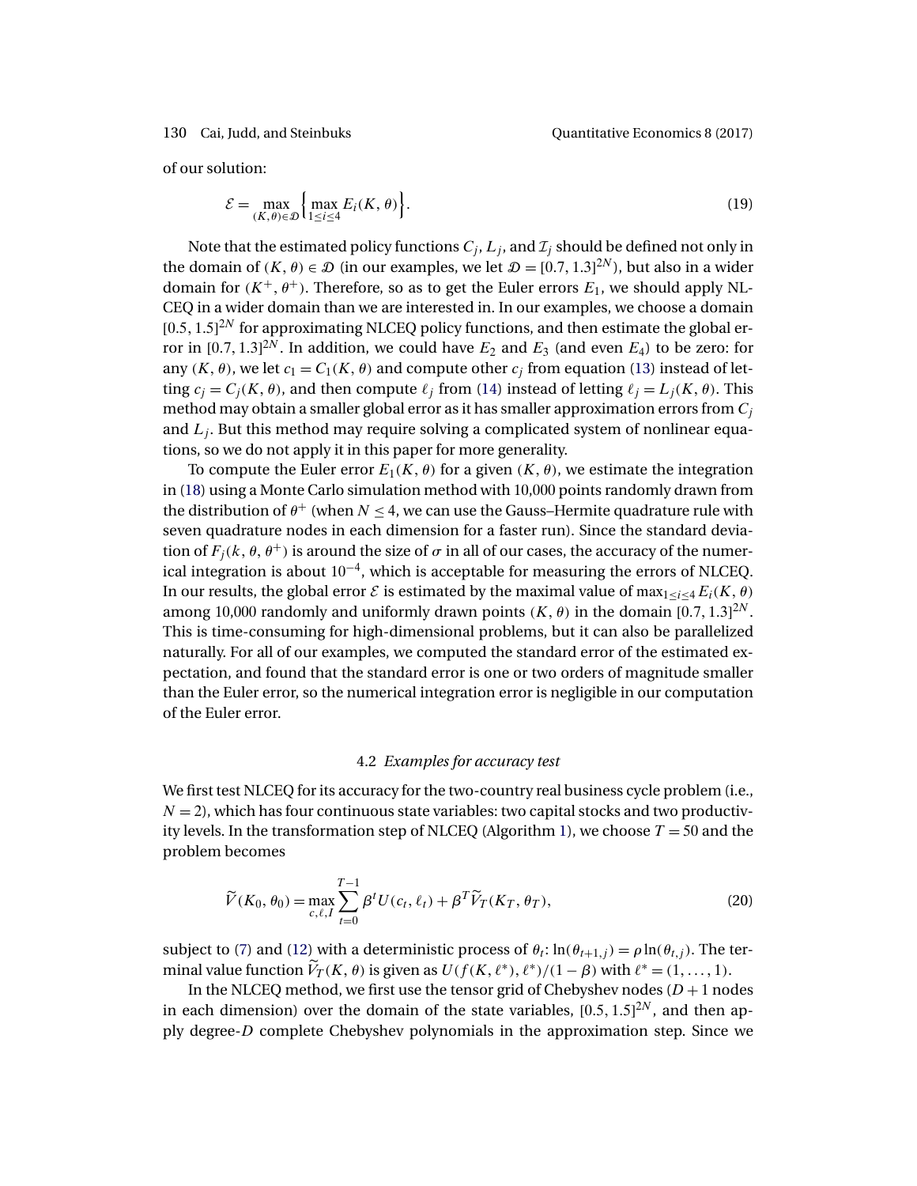of our solution:

$$\mathcal{E} = \max_{(K,\theta)\in\mathcal{D}} \left\{ \max_{1\le i\le 4} E_i(K,\theta) \right\}. \tag{19}$$

Note that the estimated policy functions $C_j$, $L_j$, and $\mathcal{I}_j$ should be defined not only in the domain of $(K,\theta)\in\mathcal{D}$ (in our examples, we let $\mathcal{D}=[0.7,1.3]^{2N}$), but also in a wider domain for $(K^+,\theta^+)$. Therefore, so as to get the Euler errors $E_1$, we should apply NLCEQ in a wider domain than we are interested in. In our examples, we choose a domain $[0.5,1.5]^{2N}$ for approximating NLCEQ policy functions, and then estimate the global error in $[0.7,1.3]^{2N}$. In addition, we could have $E_2$ and $E_3$ (and even $E_4$) to be zero: for any $(K,\theta)$, we let $c_1 = C_1(K,\theta)$ and compute other $c_j$ from equation (13) instead of letting $c_j = C_j(K,\theta)$, and then compute $\ell_j$ from (14) instead of letting $\ell_j = L_j(K,\theta)$. This method may obtain a smaller global error as it has smaller approximation errors from $C_j$ and $L_j$. But this method may require solving a complicated system of nonlinear equations, so we do not apply it in this paper for more generality.

To compute the Euler error $E_1(K,\theta)$ for a given $(K,\theta)$, we estimate the integration in (18) using a Monte Carlo simulation method with 10,000 points randomly drawn from the distribution of $\theta^+$ (when $N\le 4$, we can use the Gauss–Hermite quadrature rule with seven quadrature nodes in each dimension for a faster run). Since the standard deviation of $F_j(k,\theta,\theta^+)$ is around the size of $\sigma$ in all of our cases, the accuracy of the numerical integration is about $10^{-4}$, which is acceptable for measuring the errors of NLCEQ. In our results, the global error $\mathcal{E}$ is estimated by the maximal value of $\max_{1\le i\le 4} E_i(K,\theta)$ among 10,000 randomly and uniformly drawn points $(K,\theta)$ in the domain $[0.7,1.3]^{2N}$. This is time-consuming for high-dimensional problems, but it can also be parallelized naturally. For all of our examples, we computed the standard error of the estimated expectation, and found that the standard error is one or two orders of magnitude smaller than the Euler error, so the numerical integration error is negligible in our computation of the Euler error.

### 4.2 *Examples for accuracy test*

We first test NLCEQ for its accuracy for the two-country real business cycle problem (i.e., $N=2$), which has four continuous state variables: two capital stocks and two productivity levels. In the transformation step of NLCEQ (Algorithm 1), we choose $T=50$ and the problem becomes

$$\widetilde{V}(K_0,\theta_0) = \max_{c,\ell,I} \sum_{t=0}^{T-1} \beta^t U(c_t,\ell_t) + \beta^T \widetilde{V}_T(K_T,\theta_T), \tag{20}$$

subject to (7) and (12) with a deterministic process of $\theta_t$: $\ln(\theta_{t+1,j}) = \rho\ln(\theta_{t,j})$. The terminal value function $\widetilde{V}_T(K,\theta)$ is given as $U(f(K,\ell^*),\ell^*)/(1-\beta)$ with $\ell^* = (1,\dots,1)$.

In the NLCEQ method, we first use the tensor grid of Chebyshev nodes ($D+1$ nodes in each dimension) over the domain of the state variables, $[0.5,1.5]^{2N}$, and then apply degree-$D$ complete Chebyshev polynomials in the approximation step. Since we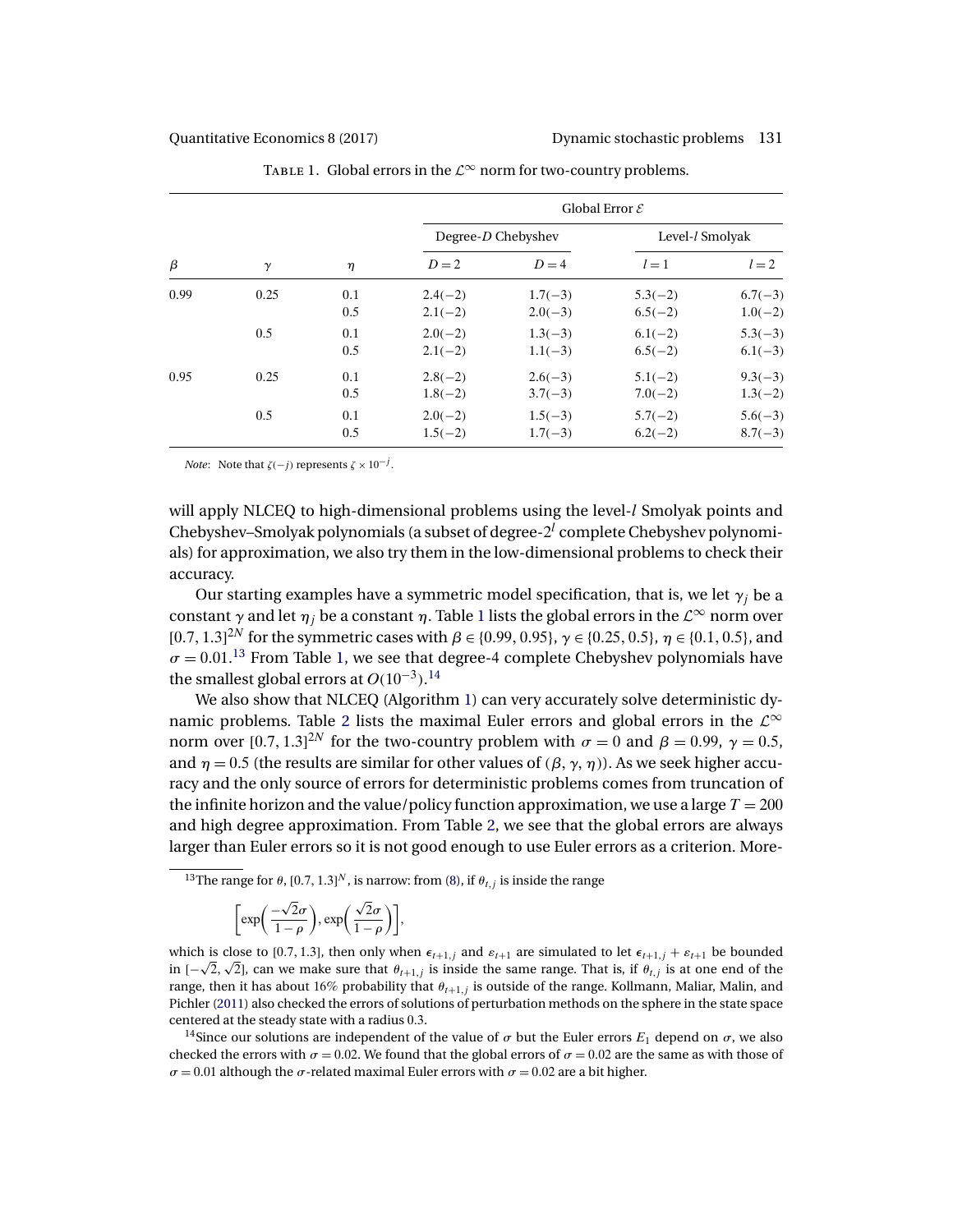TABLE 1. Global errors in the $\mathcal{L}^\infty$ norm for two-country problems.

| | | | Global Error $\mathcal{E}$ | | | |
|---|---|---|---|---|---|---|
| | | | Degree-$D$ Chebyshev | | Level-$l$ Smolyak | |
| $\beta$ | $\gamma$ | $\eta$ | $D=2$ | $D=4$ | $l=1$ | $l=2$ |
| 0.99 | 0.25 | 0.1 | 2.4(−2) | 1.7(−3) | 5.3(−2) | 6.7(−3) |
| | | 0.5 | 2.1(−2) | 2.0(−3) | 6.5(−2) | 1.0(−2) |
| | 0.5 | 0.1 | 2.0(−2) | 1.3(−3) | 6.1(−2) | 5.3(−3) |
| | | 0.5 | 2.1(−2) | 1.1(−3) | 6.5(−2) | 6.1(−3) |
| 0.95 | 0.25 | 0.1 | 2.8(−2) | 2.6(−3) | 5.1(−2) | 9.3(−3) |
| | | 0.5 | 1.8(−2) | 3.7(−3) | 7.0(−2) | 1.3(−2) |
| | 0.5 | 0.1 | 2.0(−2) | 1.5(−3) | 5.7(−2) | 5.6(−3) |
| | | 0.5 | 1.5(−2) | 1.7(−3) | 6.2(−2) | 8.7(−3) |

*Note*: Note that $\zeta(-j)$ represents $\zeta \times 10^{-j}$.

will apply NLCEQ to high-dimensional problems using the level-$l$ Smolyak points and Chebyshev–Smolyak polynomials (a subset of degree-$2^l$ complete Chebyshev polynomials) for approximation, we also try them in the low-dimensional problems to check their accuracy.

Our starting examples have a symmetric model specification, that is, we let $\gamma_j$ be a constant $\gamma$ and let $\eta_j$ be a constant $\eta$. Table 1 lists the global errors in the $\mathcal{L}^\infty$ norm over $[0.7, 1.3]^{2N}$ for the symmetric cases with $\beta \in \{0.99, 0.95\}$, $\gamma \in \{0.25, 0.5\}$, $\eta \in \{0.1, 0.5\}$, and $\sigma = 0.01$.[13] From Table 1, we see that degree-4 complete Chebyshev polynomials have the smallest global errors at $O(10^{-3})$.[14]

We also show that NLCEQ (Algorithm 1) can very accurately solve deterministic dynamic problems. Table 2 lists the maximal Euler errors and global errors in the $\mathcal{L}^\infty$ norm over $[0.7, 1.3]^{2N}$ for the two-country problem with $\sigma = 0$ and $\beta = 0.99$, $\gamma = 0.5$, and $\eta = 0.5$ (the results are similar for other values of $(\beta, \gamma, \eta)$). As we seek higher accuracy and the only source of errors for deterministic problems comes from truncation of the infinite horizon and the value/policy function approximation, we use a large $T = 200$ and high degree approximation. From Table 2, we see that the global errors are always larger than Euler errors so it is not good enough to use Euler errors as a criterion. More-

[13] The range for $\theta$, $[0.7, 1.3]^N$, is narrow: from (8), if $\theta_{t,j}$ is inside the range

$$\left[\exp\left(\frac{-\sqrt{2}\sigma}{1-\rho}\right), \exp\left(\frac{\sqrt{2}\sigma}{1-\rho}\right)\right],$$

which is close to $[0.7, 1.3]$, then only when $\epsilon_{t+1,j}$ and $\varepsilon_{t+1}$ are simulated to let $\epsilon_{t+1,j} + \varepsilon_{t+1}$ be bounded in $[-\sqrt{2}, \sqrt{2}]$, can we make sure that $\theta_{t+1,j}$ is inside the same range. That is, if $\theta_{t,j}$ is at one end of the range, then it has about 16% probability that $\theta_{t+1,j}$ is outside of the range. Kollmann, Maliar, Malin, and Pichler (2011) also checked the errors of solutions of perturbation methods on the sphere in the state space centered at the steady state with a radius 0.3.

[14] Since our solutions are independent of the value of $\sigma$ but the Euler errors $E_1$ depend on $\sigma$, we also checked the errors with $\sigma = 0.02$. We found that the global errors of $\sigma = 0.02$ are the same as with those of $\sigma = 0.01$ although the $\sigma$-related maximal Euler errors with $\sigma = 0.02$ are a bit higher.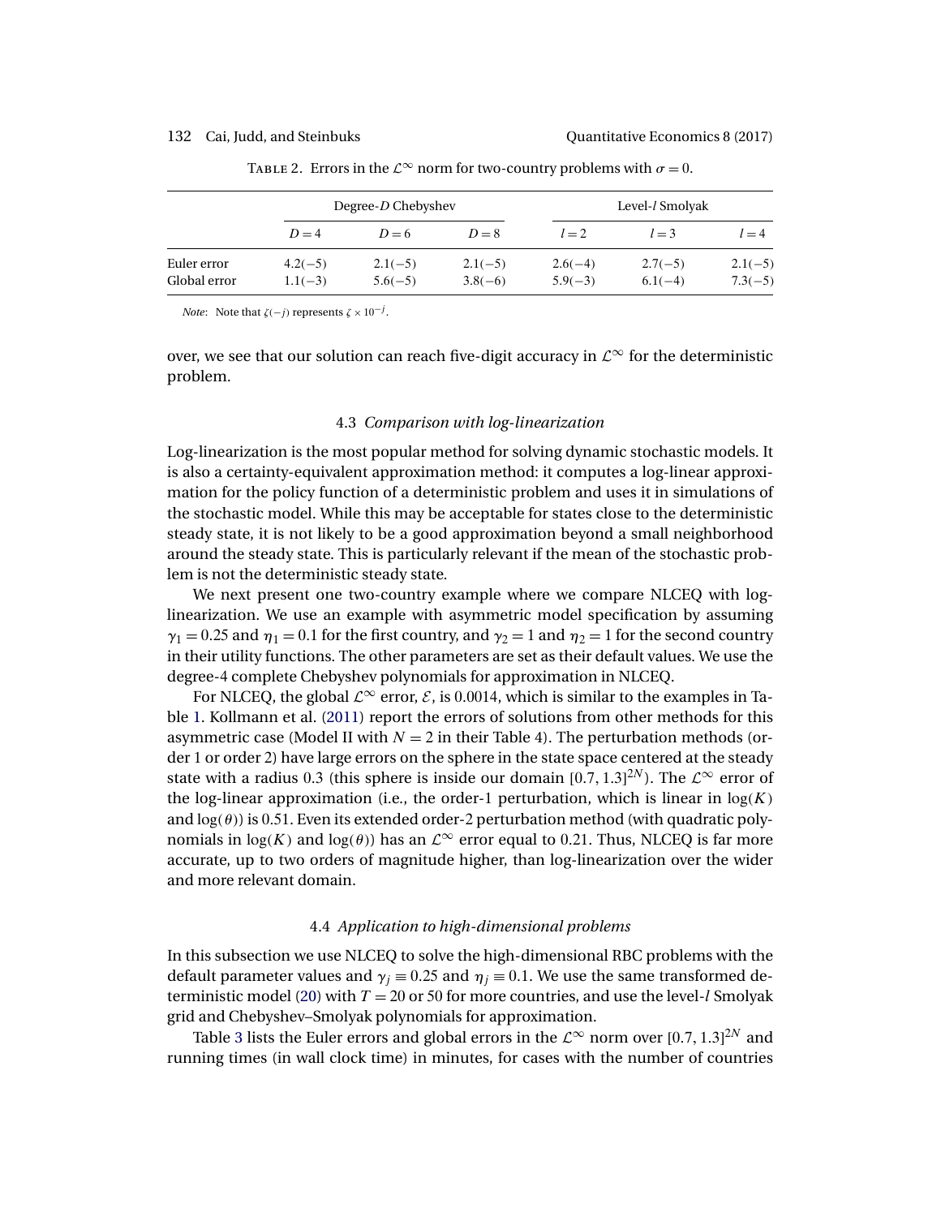Table 2. Errors in the $\mathcal{L}^\infty$ norm for two-country problems with $\sigma = 0$.

| | Degree-$D$ Chebyshev | | | Level-$l$ Smolyak | | |
|---|---|---|---|---|---|---|
| | $D=4$ | $D=6$ | $D=8$ | $l=2$ | $l=3$ | $l=4$ |
| Euler error | $4.2(-5)$ | $2.1(-5)$ | $2.1(-5)$ | $2.6(-4)$ | $2.7(-5)$ | $2.1(-5)$ |
| Global error | $1.1(-3)$ | $5.6(-5)$ | $3.8(-6)$ | $5.9(-3)$ | $6.1(-4)$ | $7.3(-5)$ |

*Note*: Note that $\zeta(-j)$ represents $\zeta \times 10^{-j}$.

over, we see that our solution can reach five-digit accuracy in $\mathcal{L}^\infty$ for the deterministic problem.

### 4.3 *Comparison with log-linearization*

Log-linearization is the most popular method for solving dynamic stochastic models. It is also a certainty-equivalent approximation method: it computes a log-linear approximation for the policy function of a deterministic problem and uses it in simulations of the stochastic model. While this may be acceptable for states close to the deterministic steady state, it is not likely to be a good approximation beyond a small neighborhood around the steady state. This is particularly relevant if the mean of the stochastic problem is not the deterministic steady state.

We next present one two-country example where we compare NLCEQ with log-linearization. We use an example with asymmetric model specification by assuming $\gamma_1 = 0.25$ and $\eta_1 = 0.1$ for the first country, and $\gamma_2 = 1$ and $\eta_2 = 1$ for the second country in their utility functions. The other parameters are set as their default values. We use the degree-4 complete Chebyshev polynomials for approximation in NLCEQ.

For NLCEQ, the global $\mathcal{L}^\infty$ error, $\mathcal{E}$, is 0.0014, which is similar to the examples in Table 1. Kollmann et al. (2011) report the errors of solutions from other methods for this asymmetric case (Model II with $N = 2$ in their Table 4). The perturbation methods (order 1 or order 2) have large errors on the sphere in the state space centered at the steady state with a radius 0.3 (this sphere is inside our domain $[0.7, 1.3]^{2N}$). The $\mathcal{L}^\infty$ error of the log-linear approximation (i.e., the order-1 perturbation, which is linear in $\log(K)$ and $\log(\theta)$) is 0.51. Even its extended order-2 perturbation method (with quadratic polynomials in $\log(K)$ and $\log(\theta)$) has an $\mathcal{L}^\infty$ error equal to 0.21. Thus, NLCEQ is far more accurate, up to two orders of magnitude higher, than log-linearization over the wider and more relevant domain.

### 4.4 *Application to high-dimensional problems*

In this subsection we use NLCEQ to solve the high-dimensional RBC problems with the default parameter values and $\gamma_j \equiv 0.25$ and $\eta_j \equiv 0.1$. We use the same transformed deterministic model (20) with $T = 20$ or 50 for more countries, and use the level-$l$ Smolyak grid and Chebyshev–Smolyak polynomials for approximation.

Table 3 lists the Euler errors and global errors in the $\mathcal{L}^\infty$ norm over $[0.7, 1.3]^{2N}$ and running times (in wall clock time) in minutes, for cases with the number of countries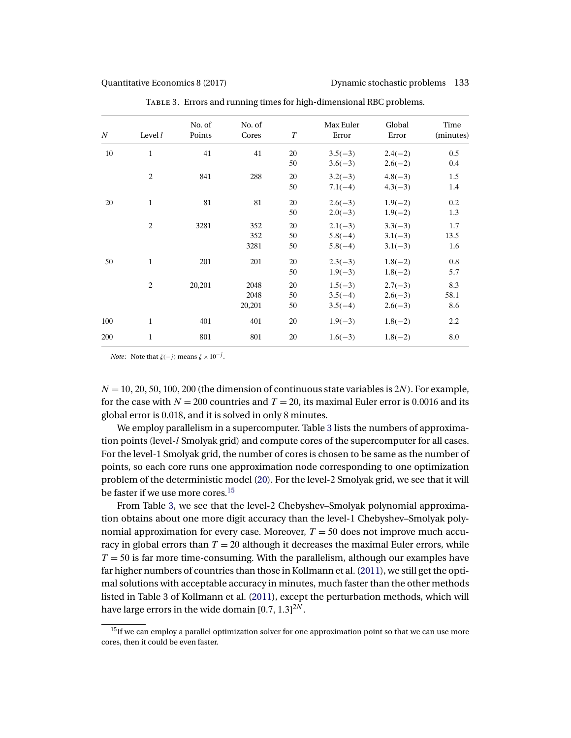Table 3. Errors and running times for high-dimensional RBC problems.

| $N$ | Level $l$ | No. of Points | No. of Cores | $T$ | Max Euler Error | Global Error | Time (minutes) |
|---|---|---|---|---|---|---|---|
| 10 | 1 | 41 | 41 | 20 | 3.5(−3) | 2.4(−2) | 0.5 |
| | | | | 50 | 3.6(−3) | 2.6(−2) | 0.4 |
| | 2 | 841 | 288 | 20 | 3.2(−3) | 4.8(−3) | 1.5 |
| | | | | 50 | 7.1(−4) | 4.3(−3) | 1.4 |
| 20 | 1 | 81 | 81 | 20 | 2.6(−3) | 1.9(−2) | 0.2 |
| | | | | 50 | 2.0(−3) | 1.9(−2) | 1.3 |
| | 2 | 3281 | 352 | 20 | 2.1(−3) | 3.3(−3) | 1.7 |
| | | | 352 | 50 | 5.8(−4) | 3.1(−3) | 13.5 |
| | | | 3281 | 50 | 5.8(−4) | 3.1(−3) | 1.6 |
| 50 | 1 | 201 | 201 | 20 | 2.3(−3) | 1.8(−2) | 0.8 |
| | | | | 50 | 1.9(−3) | 1.8(−2) | 5.7 |
| | 2 | 20,201 | 2048 | 20 | 1.5(−3) | 2.7(−3) | 8.3 |
| | | | 2048 | 50 | 3.5(−4) | 2.6(−3) | 58.1 |
| | | | 20,201 | 50 | 3.5(−4) | 2.6(−3) | 8.6 |
| 100 | 1 | 401 | 401 | 20 | 1.9(−3) | 1.8(−2) | 2.2 |
| 200 | 1 | 801 | 801 | 20 | 1.6(−3) | 1.8(−2) | 8.0 |

*Note*: Note that $\zeta(-j)$ means $\zeta \times 10^{-j}$.

$N = 10, 20, 50, 100, 200$ (the dimension of continuous state variables is $2N$). For example, for the case with $N = 200$ countries and $T = 20$, its maximal Euler error is 0.0016 and its global error is 0.018, and it is solved in only 8 minutes.

We employ parallelism in a supercomputer. Table 3 lists the numbers of approximation points (level-$l$ Smolyak grid) and compute cores of the supercomputer for all cases. For the level-1 Smolyak grid, the number of cores is chosen to be same as the number of points, so each core runs one approximation node corresponding to one optimization problem of the deterministic model (20). For the level-2 Smolyak grid, we see that it will be faster if we use more cores.[15]

From Table 3, we see that the level-2 Chebyshev–Smolyak polynomial approximation obtains about one more digit accuracy than the level-1 Chebyshev–Smolyak polynomial approximation for every case. Moreover, $T = 50$ does not improve much accuracy in global errors than $T = 20$ although it decreases the maximal Euler errors, while $T = 50$ is far more time-consuming. With the parallelism, although our examples have far higher numbers of countries than those in Kollmann et al. (2011), we still get the optimal solutions with acceptable accuracy in minutes, much faster than the other methods listed in Table 3 of Kollmann et al. (2011), except the perturbation methods, which will have large errors in the wide domain $[0.7, 1.3]^{2N}$.

[15] If we can employ a parallel optimization solver for one approximation point so that we can use more cores, then it could be even faster.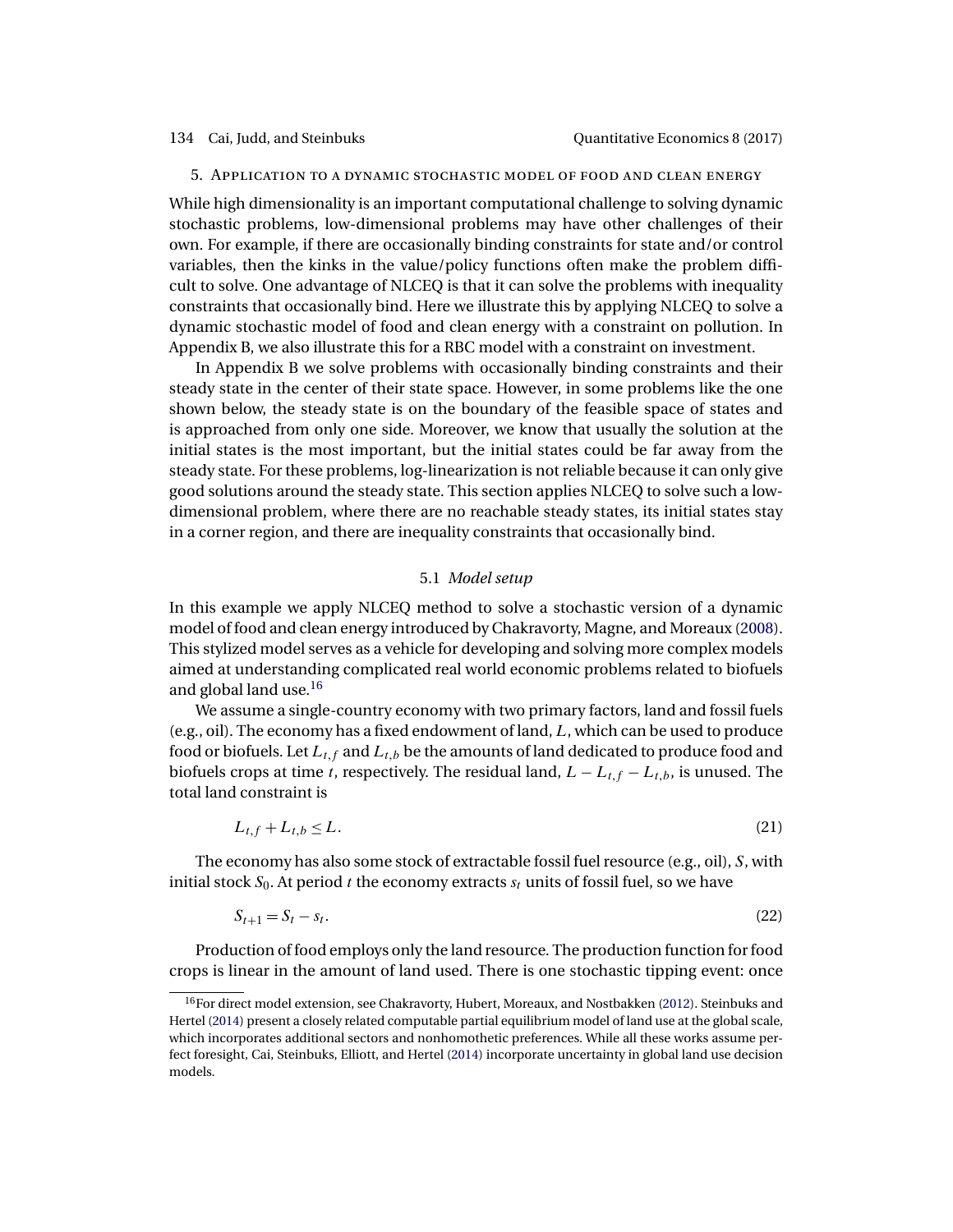## 5. Application to a dynamic stochastic model of food and clean energy

While high dimensionality is an important computational challenge to solving dynamic stochastic problems, low-dimensional problems may have other challenges of their own. For example, if there are occasionally binding constraints for state and/or control variables, then the kinks in the value/policy functions often make the problem difficult to solve. One advantage of NLCEQ is that it can solve the problems with inequality constraints that occasionally bind. Here we illustrate this by applying NLCEQ to solve a dynamic stochastic model of food and clean energy with a constraint on pollution. In Appendix B, we also illustrate this for a RBC model with a constraint on investment.

In Appendix B we solve problems with occasionally binding constraints and their steady state in the center of their state space. However, in some problems like the one shown below, the steady state is on the boundary of the feasible space of states and is approached from only one side. Moreover, we know that usually the solution at the initial states is the most important, but the initial states could be far away from the steady state. For these problems, log-linearization is not reliable because it can only give good solutions around the steady state. This section applies NLCEQ to solve such a low-dimensional problem, where there are no reachable steady states, its initial states stay in a corner region, and there are inequality constraints that occasionally bind.

### 5.1 *Model setup*

In this example we apply NLCEQ method to solve a stochastic version of a dynamic model of food and clean energy introduced by Chakravorty, Magne, and Moreaux (2008). This stylized model serves as a vehicle for developing and solving more complex models aimed at understanding complicated real world economic problems related to biofuels and global land use.[16]

We assume a single-country economy with two primary factors, land and fossil fuels (e.g., oil). The economy has a fixed endowment of land, $L$, which can be used to produce food or biofuels. Let $L_{t,f}$ and $L_{t,b}$ be the amounts of land dedicated to produce food and biofuels crops at time $t$, respectively. The residual land, $L - L_{t,f} - L_{t,b}$, is unused. The total land constraint is

$$L_{t,f} + L_{t,b} \le L. \tag{21}$$

The economy has also some stock of extractable fossil fuel resource (e.g., oil), $S$, with initial stock $S_0$. At period $t$ the economy extracts $s_t$ units of fossil fuel, so we have

$$S_{t+1} = S_t - s_t. \tag{22}$$

Production of food employs only the land resource. The production function for food crops is linear in the amount of land used. There is one stochastic tipping event: once

[16]For direct model extension, see Chakravorty, Hubert, Moreaux, and Nostbakken (2012). Steinbuks and Hertel (2014) present a closely related computable partial equilibrium model of land use at the global scale, which incorporates additional sectors and nonhomothetic preferences. While all these works assume perfect foresight, Cai, Steinbuks, Elliott, and Hertel (2014) incorporate uncertainty in global land use decision models.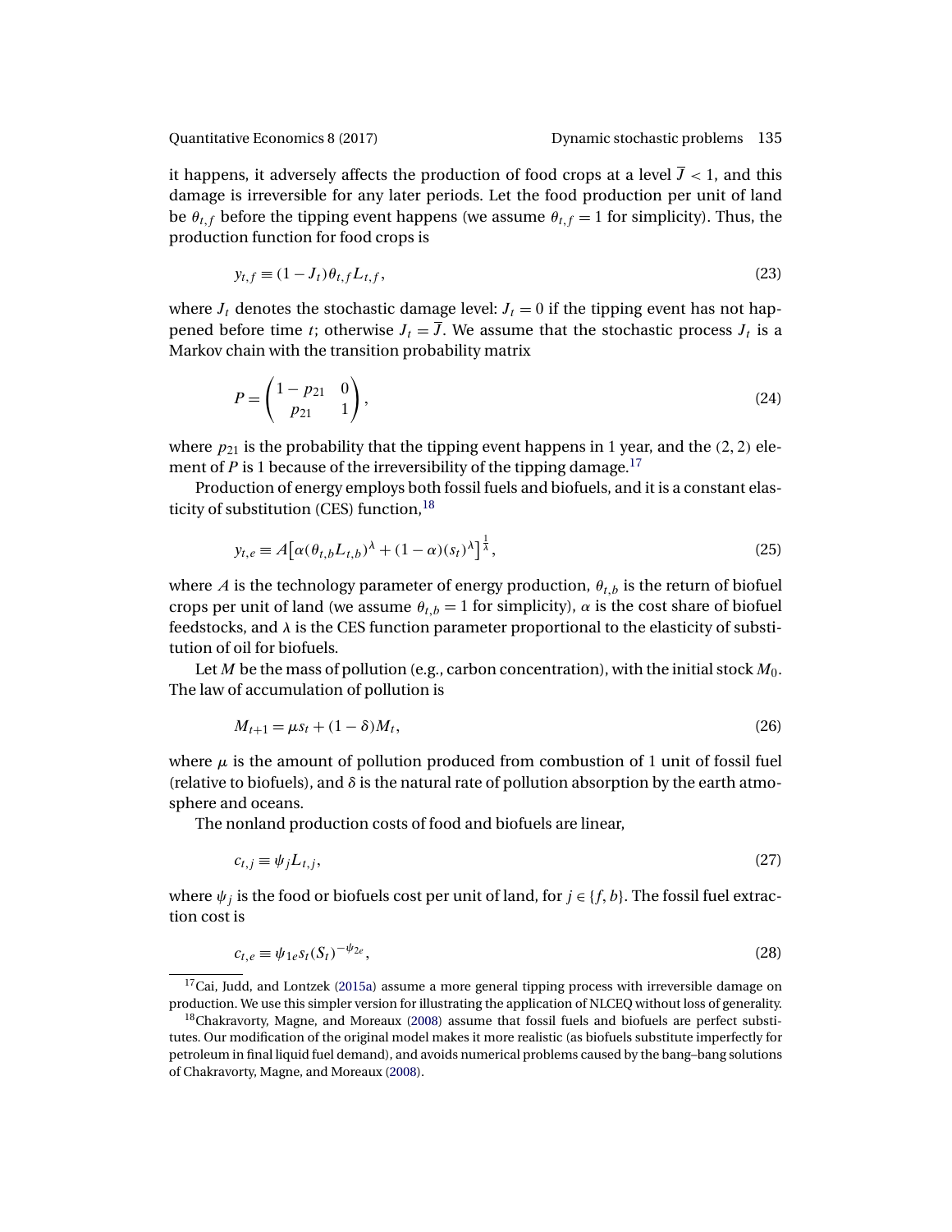it happens, it adversely affects the production of food crops at a level $\overline{J} < 1$, and this damage is irreversible for any later periods. Let the food production per unit of land be $\theta_{t,f}$ before the tipping event happens (we assume $\theta_{t,f} = 1$ for simplicity). Thus, the production function for food crops is

$$y_{t,f} \equiv (1 - J_t)\theta_{t,f} L_{t,f}, \tag{23}$$

where $J_t$ denotes the stochastic damage level: $J_t = 0$ if the tipping event has not happened before time $t$; otherwise $J_t = \overline{J}$. We assume that the stochastic process $J_t$ is a Markov chain with the transition probability matrix

$$P = \begin{pmatrix} 1 - p_{21} & 0 \\ p_{21} & 1 \end{pmatrix}, \tag{24}$$

where $p_{21}$ is the probability that the tipping event happens in 1 year, and the $(2, 2)$ element of $P$ is 1 because of the irreversibility of the tipping damage.[17]

Production of energy employs both fossil fuels and biofuels, and it is a constant elasticity of substitution (CES) function,[18]

$$y_{t,e} \equiv A\left[\alpha(\theta_{t,b} L_{t,b})^{\lambda} + (1 - \alpha)(s_t)^{\lambda}\right]^{\frac{1}{\lambda}}, \tag{25}$$

where $A$ is the technology parameter of energy production, $\theta_{t,b}$ is the return of biofuel crops per unit of land (we assume $\theta_{t,b} = 1$ for simplicity), $\alpha$ is the cost share of biofuel feedstocks, and $\lambda$ is the CES function parameter proportional to the elasticity of substitution of oil for biofuels.

Let $M$ be the mass of pollution (e.g., carbon concentration), with the initial stock $M_0$. The law of accumulation of pollution is

$$M_{t+1} = \mu s_t + (1 - \delta) M_t, \tag{26}$$

where $\mu$ is the amount of pollution produced from combustion of 1 unit of fossil fuel (relative to biofuels), and $\delta$ is the natural rate of pollution absorption by the earth atmosphere and oceans.

The nonland production costs of food and biofuels are linear,

$$c_{t,j} \equiv \psi_j L_{t,j}, \tag{27}$$

where $\psi_j$ is the food or biofuels cost per unit of land, for $j \in \{f, b\}$. The fossil fuel extraction cost is

$$c_{t,e} \equiv \psi_{1e} s_t (S_t)^{-\psi_{2e}}, \tag{28}$$

---

[17] Cai, Judd, and Lontzek (2015a) assume a more general tipping process with irreversible damage on production. We use this simpler version for illustrating the application of NLCEQ without loss of generality.

[18] Chakravorty, Magne, and Moreaux (2008) assume that fossil fuels and biofuels are perfect substitutes. Our modification of the original model makes it more realistic (as biofuels substitute imperfectly for petroleum in final liquid fuel demand), and avoids numerical problems caused by the bang–bang solutions of Chakravorty, Magne, and Moreaux (2008).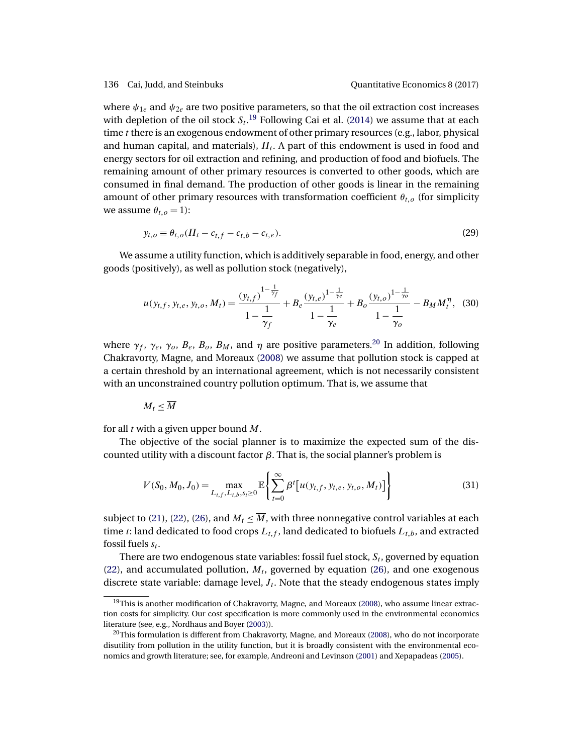where $\psi_{1e}$ and $\psi_{2e}$ are two positive parameters, so that the oil extraction cost increases with depletion of the oil stock $S_t$.[19] Following Cai et al. (2014) we assume that at each time $t$ there is an exogenous endowment of other primary resources (e.g., labor, physical and human capital, and materials), $\Pi_t$. A part of this endowment is used in food and energy sectors for oil extraction and refining, and production of food and biofuels. The remaining amount of other primary resources is converted to other goods, which are consumed in final demand. The production of other goods is linear in the remaining amount of other primary resources with transformation coefficient $\theta_{t,o}$ (for simplicity we assume $\theta_{t,o} = 1$):

$$y_{t,o} \equiv \theta_{t,o}(\Pi_t - c_{t,f} - c_{t,b} - c_{t,e}). \tag{29}$$

We assume a utility function, which is additively separable in food, energy, and other goods (positively), as well as pollution stock (negatively),

$$u(y_{t,f}, y_{t,e}, y_{t,o}, M_t) = \frac{(y_{t,f})^{1-\frac{1}{\gamma_f}}}{1-\dfrac{1}{\gamma_f}} + B_e \frac{(y_{t,e})^{1-\frac{1}{\gamma_e}}}{1-\dfrac{1}{\gamma_e}} + B_o \frac{(y_{t,o})^{1-\frac{1}{\gamma_o}}}{1-\dfrac{1}{\gamma_o}} - B_M M_t^{\eta}, \tag{30}$$

where $\gamma_f$, $\gamma_e$, $\gamma_o$, $B_e$, $B_o$, $B_M$, and $\eta$ are positive parameters.[20] In addition, following Chakravorty, Magne, and Moreaux (2008) we assume that pollution stock is capped at a certain threshold by an international agreement, which is not necessarily consistent with an unconstrained country pollution optimum. That is, we assume that

$$M_t \leq \overline{M}$$

for all $t$ with a given upper bound $\overline{M}$.

The objective of the social planner is to maximize the expected sum of the discounted utility with a discount factor $\beta$. That is, the social planner's problem is

$$V(S_0, M_0, J_0) = \max_{L_{t,f}, L_{t,b}, s_t \geq 0} \mathbb{E}\left\{\sum_{t=0}^{\infty} \beta^t \big[u(y_{t,f}, y_{t,e}, y_{t,o}, M_t)\big]\right\} \tag{31}$$

subject to (21), (22), (26), and $M_t \leq \overline{M}$, with three nonnegative control variables at each time $t$: land dedicated to food crops $L_{t,f}$, land dedicated to biofuels $L_{t,b}$, and extracted fossil fuels $s_t$.

There are two endogenous state variables: fossil fuel stock, $S_t$, governed by equation (22), and accumulated pollution, $M_t$, governed by equation (26), and one exogenous discrete state variable: damage level, $J_t$. Note that the steady endogenous states imply

---

[19] This is another modification of Chakravorty, Magne, and Moreaux (2008), who assume linear extraction costs for simplicity. Our cost specification is more commonly used in the environmental economics literature (see, e.g., Nordhaus and Boyer (2003)).

[20] This formulation is different from Chakravorty, Magne, and Moreaux (2008), who do not incorporate disutility from pollution in the utility function, but it is broadly consistent with the environmental economics and growth literature; see, for example, Andreoni and Levinson (2001) and Xepapadeas (2005).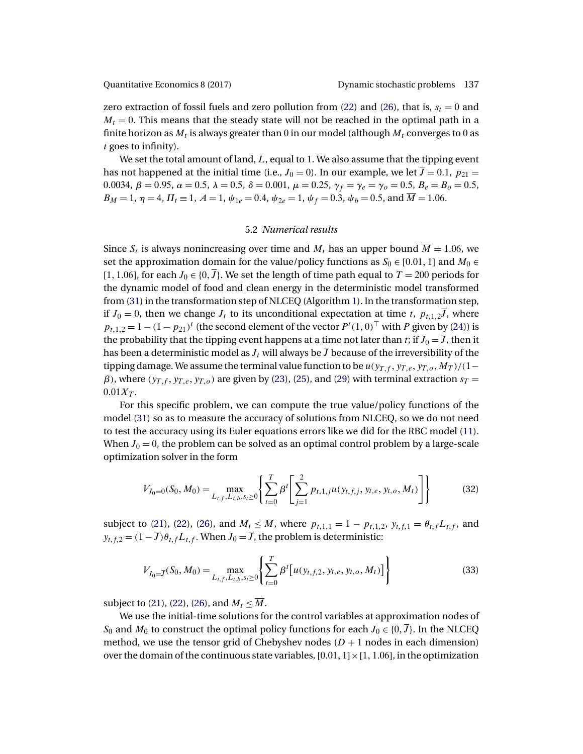zero extraction of fossil fuels and zero pollution from (22) and (26), that is, $s_t = 0$ and $M_t = 0$. This means that the steady state will not be reached in the optimal path in a finite horizon as $M_t$ is always greater than 0 in our model (although $M_t$ converges to 0 as $t$ goes to infinity).

We set the total amount of land, $L$, equal to 1. We also assume that the tipping event has not happened at the initial time (i.e., $J_0 = 0$). In our example, we let $\overline{J} = 0.1$, $p_{21} = 0.0034$, $\beta = 0.95$, $\alpha = 0.5$, $\lambda = 0.5$, $\delta = 0.001$, $\mu = 0.25$, $\gamma_f = \gamma_e = \gamma_o = 0.5$, $B_e = B_o = 0.5$, $B_M = 1$, $\eta = 4$, $\Pi_t \equiv 1$, $A = 1$, $\psi_{1e} = 0.4$, $\psi_{2e} = 1$, $\psi_f = 0.3$, $\psi_b = 0.5$, and $\overline{M} = 1.06$.

### 5.2 *Numerical results*

Since $S_t$ is always nonincreasing over time and $M_t$ has an upper bound $\overline{M} = 1.06$, we set the approximation domain for the value/policy functions as $S_0 \in [0.01, 1]$ and $M_0 \in [1, 1.06]$, for each $J_0 \in \{0, \overline{J}\}$. We set the length of time path equal to $T = 200$ periods for the dynamic model of food and clean energy in the deterministic model transformed from (31) in the transformation step of NLCEQ (Algorithm 1). In the transformation step, if $J_0 = 0$, then we change $J_t$ to its unconditional expectation at time $t$, $p_{t,1,2}\overline{J}$, where $p_{t,1,2} = 1 - (1 - p_{21})^t$ (the second element of the vector $P^t(1, 0)^\top$ with $P$ given by (24)) is the probability that the tipping event happens at a time not later than $t$; if $J_0 = \overline{J}$, then it has been a deterministic model as $J_t$ will always be $\overline{J}$ because of the irreversibility of the tipping damage. We assume the terminal value function to be $u(y_{T,f}, y_{T,e}, y_{T,o}, M_T)/(1-\beta)$, where $(y_{T,f}, y_{T,e}, y_{T,o})$ are given by (23), (25), and (29) with terminal extraction $s_T = 0.01X_T$.

For this specific problem, we can compute the true value/policy functions of the model (31) so as to measure the accuracy of solutions from NLCEQ, so we do not need to test the accuracy using its Euler equations errors like we did for the RBC model (11). When $J_0 = 0$, the problem can be solved as an optimal control problem by a large-scale optimization solver in the form

$$V_{J_0=0}(S_0, M_0) = \max_{L_{t,f}, L_{t,b}, s_t \geq 0} \left\{ \sum_{t=0}^{T} \beta^t \left[ \sum_{j=1}^{2} p_{t,1,j} u(y_{t,f,j}, y_{t,e}, y_{t,o}, M_t) \right] \right\} \tag{32}$$

subject to (21), (22), (26), and $M_t \leq \overline{M}$, where $p_{t,1,1} = 1 - p_{t,1,2}$, $y_{t,f,1} = \theta_{t,f} L_{t,f}$, and $y_{t,f,2} = (1 - \overline{J})\theta_{t,f} L_{t,f}$. When $J_0 = \overline{J}$, the problem is deterministic:

$$V_{J_0=\overline{J}}(S_0, M_0) = \max_{L_{t,f}, L_{t,b}, s_t \geq 0} \left\{ \sum_{t=0}^{T} \beta^t \left[ u(y_{t,f,2}, y_{t,e}, y_{t,o}, M_t) \right] \right\} \tag{33}$$

subject to (21), (22), (26), and $M_t \leq \overline{M}$.

We use the initial-time solutions for the control variables at approximation nodes of $S_0$ and $M_0$ to construct the optimal policy functions for each $J_0 \in \{0, \overline{J}\}$. In the NLCEQ method, we use the tensor grid of Chebyshev nodes ($D + 1$ nodes in each dimension) over the domain of the continuous state variables, $[0.01, 1] \times [1, 1.06]$, in the optimization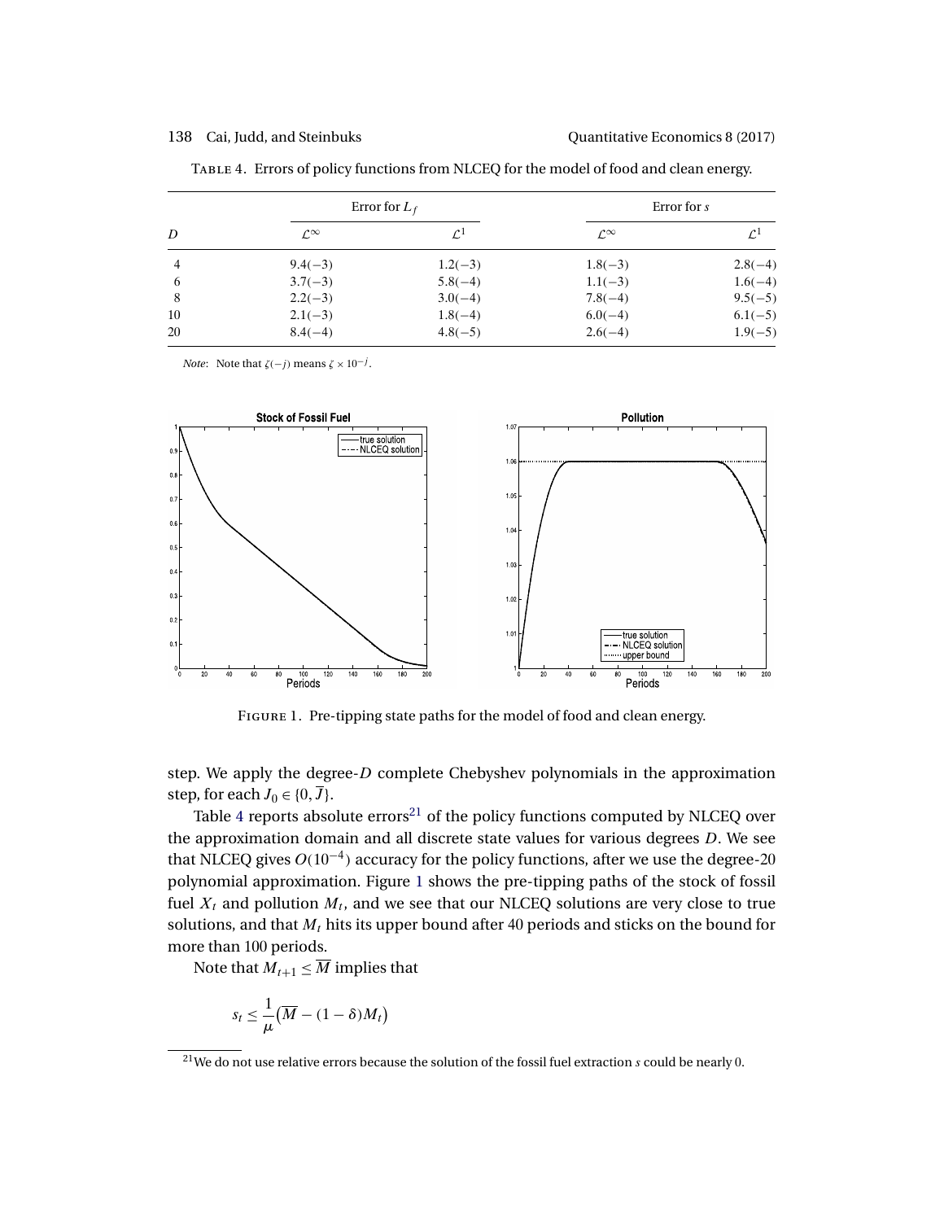TABLE 4. Errors of policy functions from NLCEQ for the model of food and clean energy.

| $D$ | Error for $L_f$ | | Error for $s$ | |
|---|---|---|---|---|
| | $\mathcal{L}^\infty$ | $\mathcal{L}^1$ | $\mathcal{L}^\infty$ | $\mathcal{L}^1$ |
| 4 | 9.4(−3) | 1.2(−3) | 1.8(−3) | 2.8(−4) |
| 6 | 3.7(−3) | 5.8(−4) | 1.1(−3) | 1.6(−4) |
| 8 | 2.2(−3) | 3.0(−4) | 7.8(−4) | 9.5(−5) |
| 10 | 2.1(−3) | 1.8(−4) | 6.0(−4) | 6.1(−5) |
| 20 | 8.4(−4) | 4.8(−5) | 2.6(−4) | 1.9(−5) |

*Note*: Note that $\zeta(-j)$ means $\zeta \times 10^{-j}$.

FIGURE 1. Pre-tipping state paths for the model of food and clean energy.

step. We apply the degree-$D$ complete Chebyshev polynomials in the approximation step, for each $J_0 \in \{0, \overline{J}\}$.

Table 4 reports absolute errors[21] of the policy functions computed by NLCEQ over the approximation domain and all discrete state values for various degrees $D$. We see that NLCEQ gives $O(10^{-4})$ accuracy for the policy functions, after we use the degree-20 polynomial approximation. Figure 1 shows the pre-tipping paths of the stock of fossil fuel $X_t$ and pollution $M_t$, and we see that our NLCEQ solutions are very close to true solutions, and that $M_t$ hits its upper bound after 40 periods and sticks on the bound for more than 100 periods.

Note that $M_{t+1} \leq \overline{M}$ implies that

$$s_t \leq \frac{1}{\mu}\big(\overline{M} - (1-\delta)M_t\big)$$

[21] We do not use relative errors because the solution of the fossil fuel extraction $s$ could be nearly 0.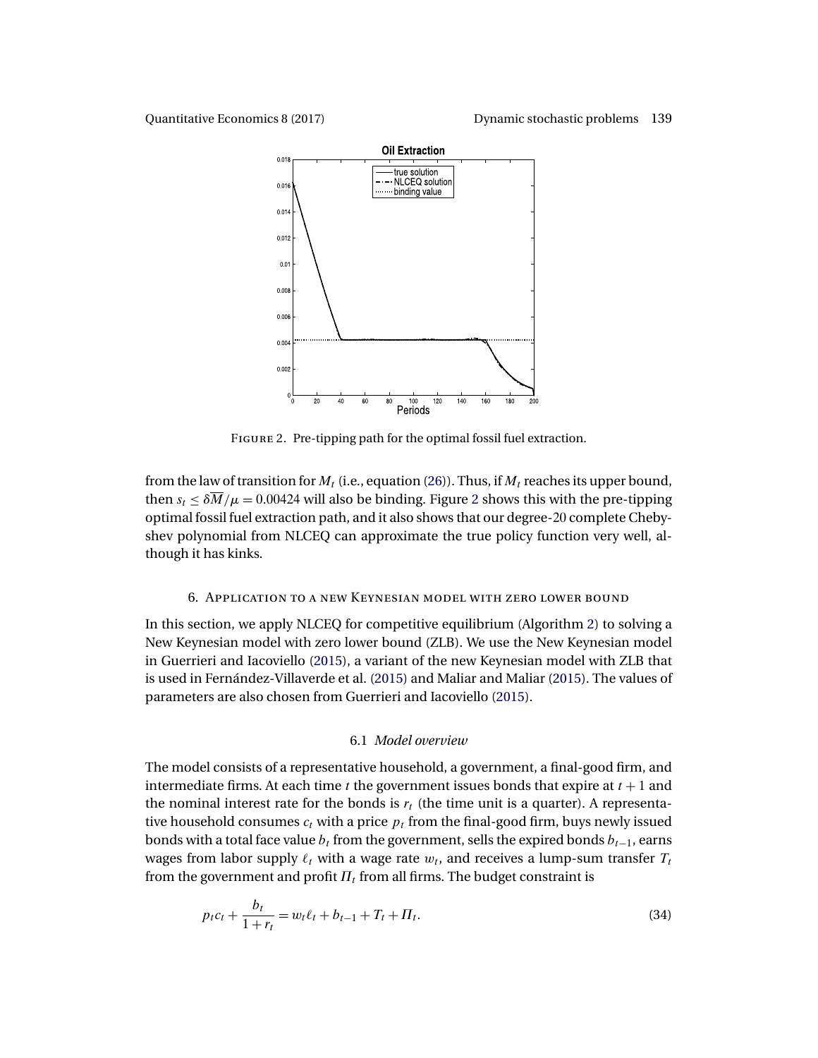FIGURE 2. Pre-tipping path for the optimal fossil fuel extraction.

from the law of transition for $M_t$ (i.e., equation (26)). Thus, if $M_t$ reaches its upper bound, then $s_t \leq \delta\overline{M}/\mu = 0.00424$ will also be binding. Figure 2 shows this with the pre-tipping optimal fossil fuel extraction path, and it also shows that our degree-20 complete Chebyshev polynomial from NLCEQ can approximate the true policy function very well, although it has kinks.

## 6. Application to a new Keynesian model with zero lower bound

In this section, we apply NLCEQ for competitive equilibrium (Algorithm 2) to solving a New Keynesian model with zero lower bound (ZLB). We use the New Keynesian model in Guerrieri and Iacoviello (2015), a variant of the new Keynesian model with ZLB that is used in Fernández-Villaverde et al. (2015) and Maliar and Maliar (2015). The values of parameters are also chosen from Guerrieri and Iacoviello (2015).

### 6.1 *Model overview*

The model consists of a representative household, a government, a final-good firm, and intermediate firms. At each time $t$ the government issues bonds that expire at $t+1$ and the nominal interest rate for the bonds is $r_t$ (the time unit is a quarter). A representative household consumes $c_t$ with a price $p_t$ from the final-good firm, buys newly issued bonds with a total face value $b_t$ from the government, sells the expired bonds $b_{t-1}$, earns wages from labor supply $\ell_t$ with a wage rate $w_t$, and receives a lump-sum transfer $T_t$ from the government and profit $\Pi_t$ from all firms. The budget constraint is

$$p_t c_t + \frac{b_t}{1+r_t} = w_t \ell_t + b_{t-1} + T_t + \Pi_t. \tag{34}$$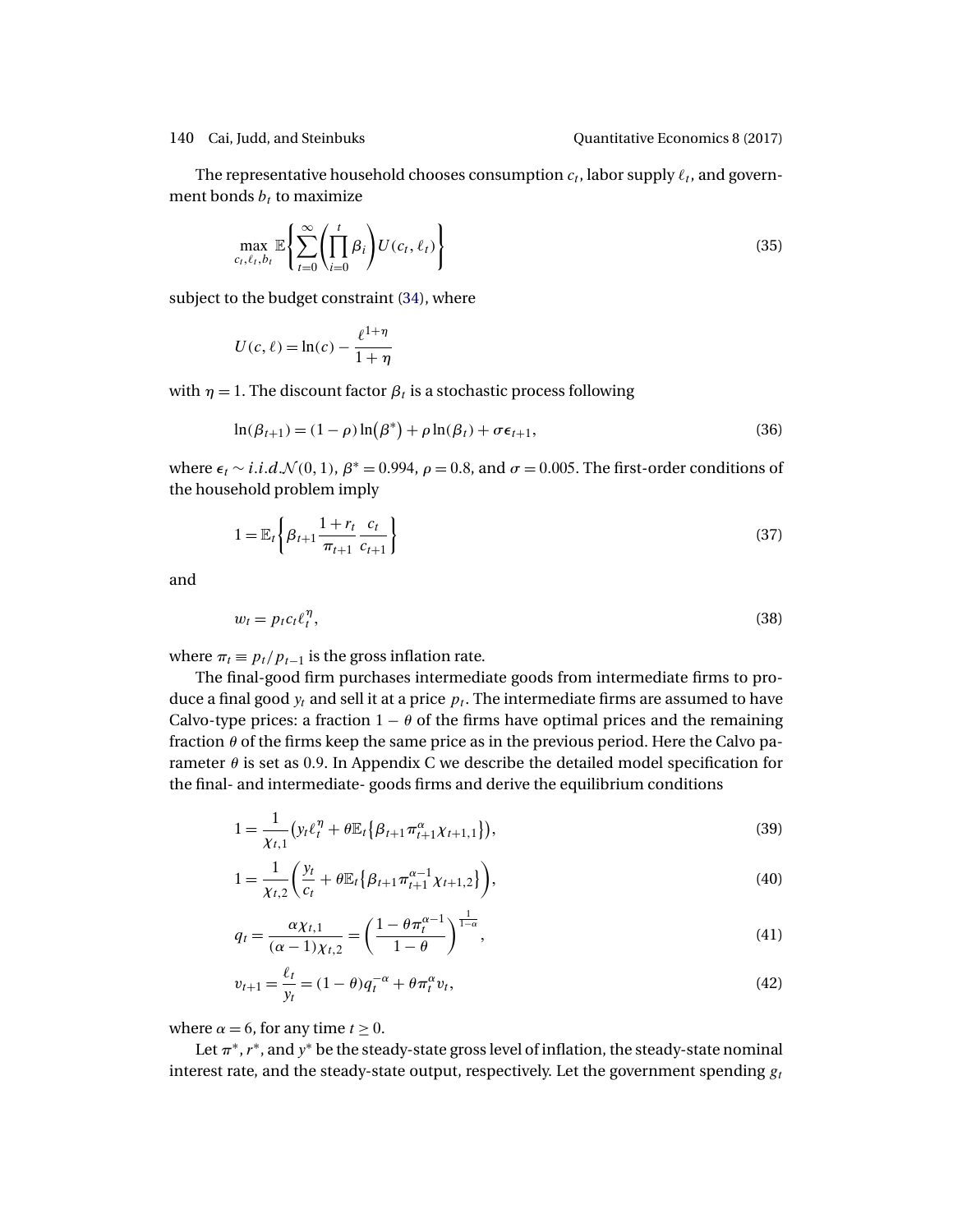The representative household chooses consumption $c_t$, labor supply $\ell_t$, and government bonds $b_t$ to maximize

$$\max_{c_t, \ell_t, b_t} \mathbb{E}\left\{\sum_{t=0}^{\infty}\left(\prod_{i=0}^{t}\beta_i\right)U(c_t, \ell_t)\right\} \tag{35}$$

subject to the budget constraint (34), where

$$U(c, \ell) = \ln(c) - \frac{\ell^{1+\eta}}{1+\eta}$$

with $\eta = 1$. The discount factor $\beta_t$ is a stochastic process following

$$\ln(\beta_{t+1}) = (1-\rho)\ln(\beta^*) + \rho\ln(\beta_t) + \sigma\epsilon_{t+1}, \tag{36}$$

where $\epsilon_t \sim i.i.d.\mathcal{N}(0, 1)$, $\beta^* = 0.994$, $\rho = 0.8$, and $\sigma = 0.005$. The first-order conditions of the household problem imply

$$1 = \mathbb{E}_t\left\{\beta_{t+1}\frac{1+r_t}{\pi_{t+1}}\frac{c_t}{c_{t+1}}\right\} \tag{37}$$

and

$$w_t = p_t c_t \ell_t^{\eta}, \tag{38}$$

where $\pi_t \equiv p_t/p_{t-1}$ is the gross inflation rate.

The final-good firm purchases intermediate goods from intermediate firms to produce a final good $y_t$ and sell it at a price $p_t$. The intermediate firms are assumed to have Calvo-type prices: a fraction $1-\theta$ of the firms have optimal prices and the remaining fraction $\theta$ of the firms keep the same price as in the previous period. Here the Calvo parameter $\theta$ is set as 0.9. In Appendix C we describe the detailed model specification for the final- and intermediate- goods firms and derive the equilibrium conditions

$$1 = \frac{1}{\chi_{t,1}}\left(y_t\ell_t^{\eta} + \theta\mathbb{E}_t\left\{\beta_{t+1}\pi_{t+1}^{\alpha}\chi_{t+1,1}\right\}\right), \tag{39}$$

$$1 = \frac{1}{\chi_{t,2}}\left(\frac{y_t}{c_t} + \theta\mathbb{E}_t\left\{\beta_{t+1}\pi_{t+1}^{\alpha-1}\chi_{t+1,2}\right\}\right), \tag{40}$$

$$q_t = \frac{\alpha\chi_{t,1}}{(\alpha-1)\chi_{t,2}} = \left(\frac{1-\theta\pi_t^{\alpha-1}}{1-\theta}\right)^{\frac{1}{1-\alpha}}, \tag{41}$$

$$v_{t+1} = \frac{\ell_t}{y_t} = (1-\theta)q_t^{-\alpha} + \theta\pi_t^{\alpha}v_t, \tag{42}$$

where $\alpha = 6$, for any time $t \geq 0$.

Let $\pi^*$, $r^*$, and $y^*$ be the steady-state gross level of inflation, the steady-state nominal interest rate, and the steady-state output, respectively. Let the government spending $g_t$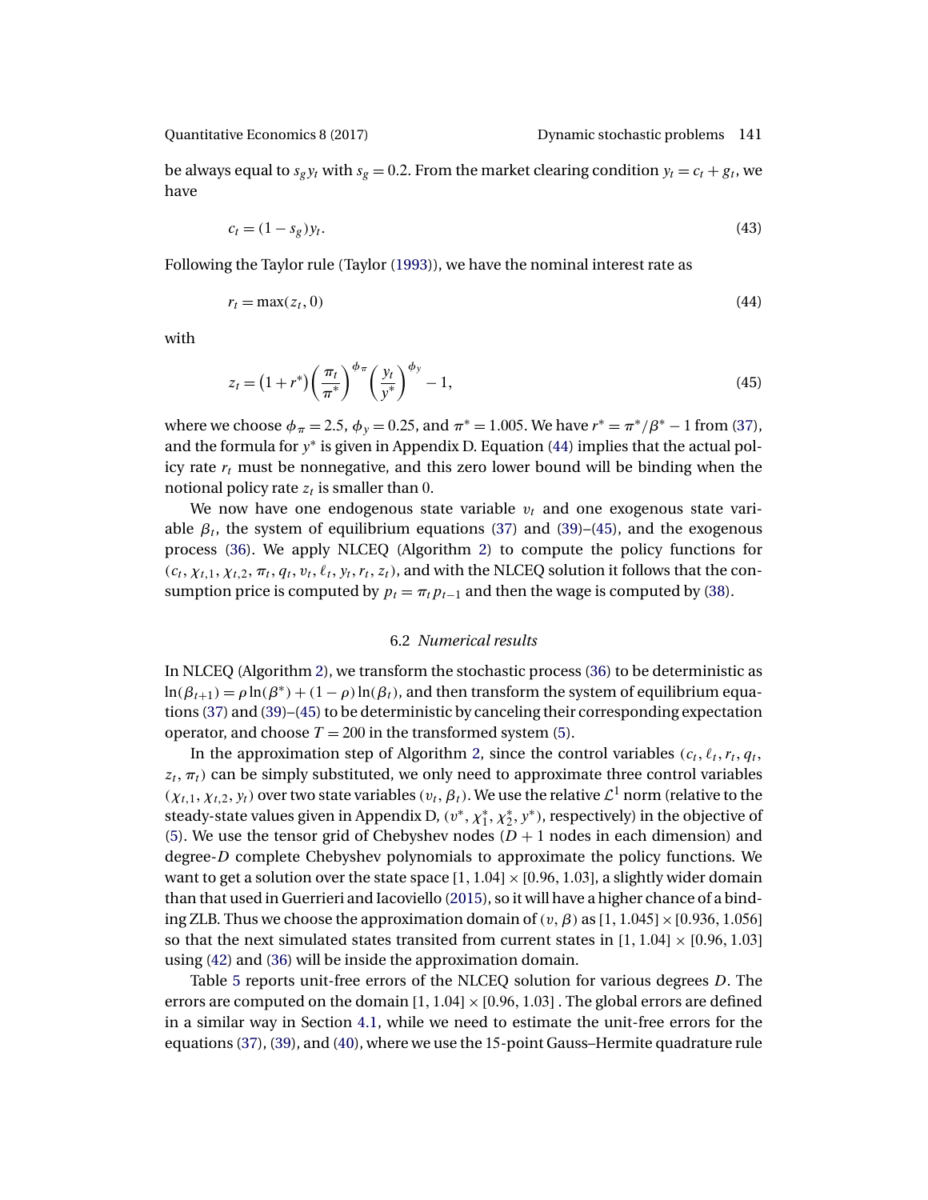be always equal to $s_g y_t$ with $s_g = 0.2$. From the market clearing condition $y_t = c_t + g_t$, we have

$$c_t = (1 - s_g) y_t. \tag{43}$$

Following the Taylor rule (Taylor (1993)), we have the nominal interest rate as

$$r_t = \max(z_t, 0) \tag{44}$$

with

$$z_t = (1 + r^*)\left(\frac{\pi_t}{\pi^*}\right)^{\phi_\pi}\left(\frac{y_t}{y^*}\right)^{\phi_y} - 1, \tag{45}$$

where we choose $\phi_\pi = 2.5$, $\phi_y = 0.25$, and $\pi^* = 1.005$. We have $r^* = \pi^*/\beta^* - 1$ from (37), and the formula for $y^*$ is given in Appendix D. Equation (44) implies that the actual policy rate $r_t$ must be nonnegative, and this zero lower bound will be binding when the notional policy rate $z_t$ is smaller than 0.

We now have one endogenous state variable $v_t$ and one exogenous state variable $\beta_t$, the system of equilibrium equations (37) and (39)–(45), and the exogenous process (36). We apply NLCEQ (Algorithm 2) to compute the policy functions for $(c_t, \chi_{t,1}, \chi_{t,2}, \pi_t, q_t, v_t, \ell_t, y_t, r_t, z_t)$, and with the NLCEQ solution it follows that the consumption price is computed by $p_t = \pi_t p_{t-1}$ and then the wage is computed by (38).

### 6.2 *Numerical results*

In NLCEQ (Algorithm 2), we transform the stochastic process (36) to be deterministic as $\ln(\beta_{t+1}) = \rho \ln(\beta^*) + (1 - \rho)\ln(\beta_t)$, and then transform the system of equilibrium equations (37) and (39)–(45) to be deterministic by canceling their corresponding expectation operator, and choose $T = 200$ in the transformed system (5).

In the approximation step of Algorithm 2, since the control variables $(c_t, \ell_t, r_t, q_t, z_t, \pi_t)$ can be simply substituted, we only need to approximate three control variables $(\chi_{t,1}, \chi_{t,2}, y_t)$ over two state variables $(v_t, \beta_t)$. We use the relative $\mathcal{L}^1$ norm (relative to the steady-state values given in Appendix D, $(v^*, \chi_1^*, \chi_2^*, y^*)$, respectively) in the objective of (5). We use the tensor grid of Chebyshev nodes ($D + 1$ nodes in each dimension) and degree-$D$ complete Chebyshev polynomials to approximate the policy functions. We want to get a solution over the state space $[1, 1.04] \times [0.96, 1.03]$, a slightly wider domain than that used in Guerrieri and Iacoviello (2015), so it will have a higher chance of a binding ZLB. Thus we choose the approximation domain of $(v, \beta)$ as $[1, 1.045] \times [0.936, 1.056]$ so that the next simulated states transited from current states in $[1, 1.04] \times [0.96, 1.03]$ using (42) and (36) will be inside the approximation domain.

Table 5 reports unit-free errors of the NLCEQ solution for various degrees $D$. The errors are computed on the domain $[1, 1.04] \times [0.96, 1.03]$ . The global errors are defined in a similar way in Section 4.1, while we need to estimate the unit-free errors for the equations (37), (39), and (40), where we use the 15-point Gauss–Hermite quadrature rule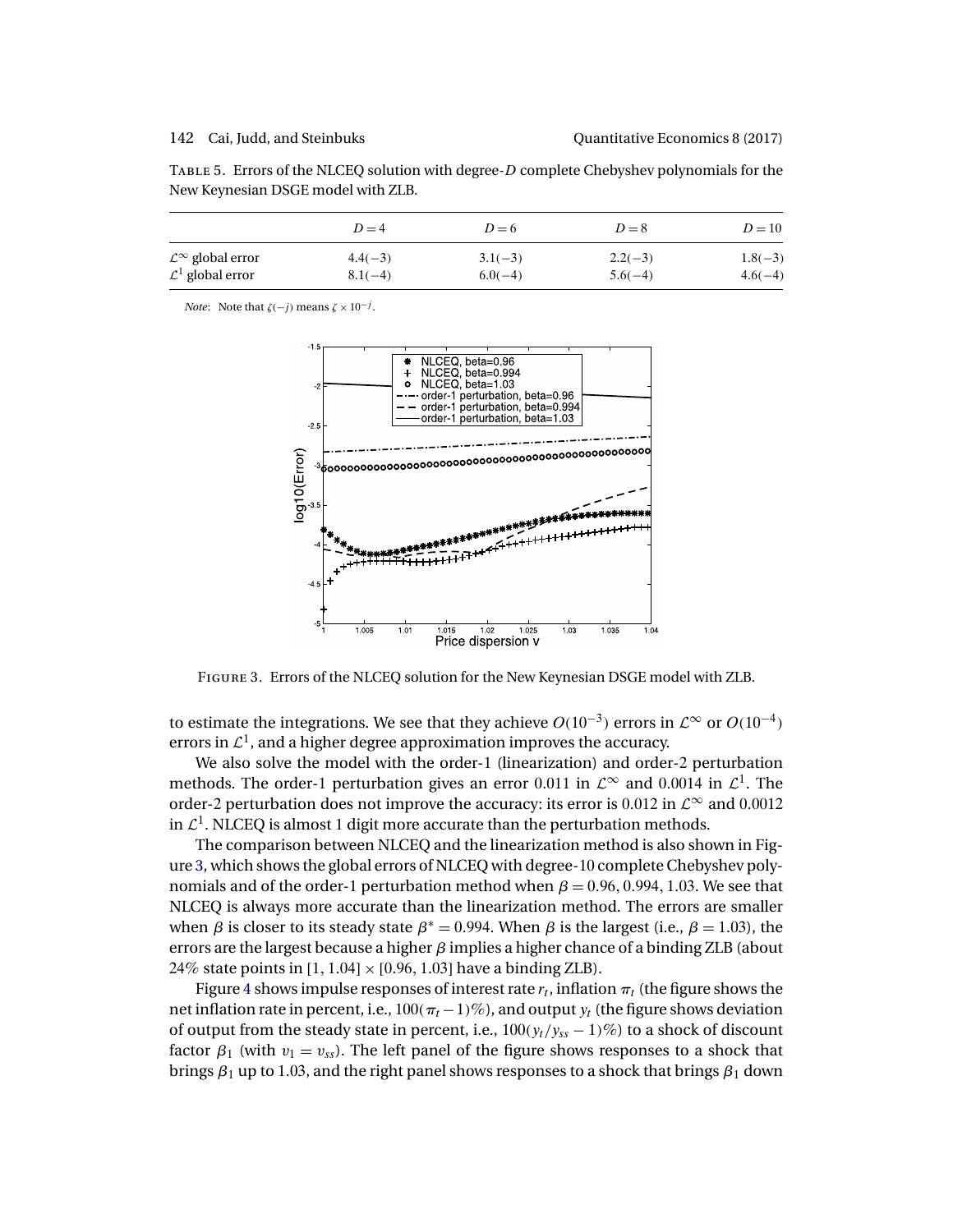TABLE 5. Errors of the NLCEQ solution with degree-$D$ complete Chebyshev polynomials for the New Keynesian DSGE model with ZLB.

| | $D=4$ | $D=6$ | $D=8$ | $D=10$ |
|---|---|---|---|---|
| $\mathcal{L}^\infty$ global error | $4.4(-3)$ | $3.1(-3)$ | $2.2(-3)$ | $1.8(-3)$ |
| $\mathcal{L}^1$ global error | $8.1(-4)$ | $6.0(-4)$ | $5.6(-4)$ | $4.6(-4)$ |

*Note*: Note that $\zeta(-j)$ means $\zeta \times 10^{-j}$.

FIGURE 3. Errors of the NLCEQ solution for the New Keynesian DSGE model with ZLB.

to estimate the integrations. We see that they achieve $O(10^{-3})$ errors in $\mathcal{L}^\infty$ or $O(10^{-4})$ errors in $\mathcal{L}^1$, and a higher degree approximation improves the accuracy.

We also solve the model with the order-1 (linearization) and order-2 perturbation methods. The order-1 perturbation gives an error 0.011 in $\mathcal{L}^\infty$ and 0.0014 in $\mathcal{L}^1$. The order-2 perturbation does not improve the accuracy: its error is 0.012 in $\mathcal{L}^\infty$ and 0.0012 in $\mathcal{L}^1$. NLCEQ is almost 1 digit more accurate than the perturbation methods.

The comparison between NLCEQ and the linearization method is also shown in Figure 3, which shows the global errors of NLCEQ with degree-10 complete Chebyshev polynomials and of the order-1 perturbation method when $\beta = 0.96, 0.994, 1.03$. We see that NLCEQ is always more accurate than the linearization method. The errors are smaller when $\beta$ is closer to its steady state $\beta^* = 0.994$. When $\beta$ is the largest (i.e., $\beta = 1.03$), the errors are the largest because a higher $\beta$ implies a higher chance of a binding ZLB (about 24% state points in $[1, 1.04] \times [0.96, 1.03]$ have a binding ZLB).

Figure 4 shows impulse responses of interest rate $r_t$, inflation $\pi_t$ (the figure shows the net inflation rate in percent, i.e., $100(\pi_t - 1)\%$), and output $y_t$ (the figure shows deviation of output from the steady state in percent, i.e., $100(y_t/y_{ss} - 1)\%$) to a shock of discount factor $\beta_1$ (with $v_1 = v_{ss}$). The left panel of the figure shows responses to a shock that brings $\beta_1$ up to 1.03, and the right panel shows responses to a shock that brings $\beta_1$ down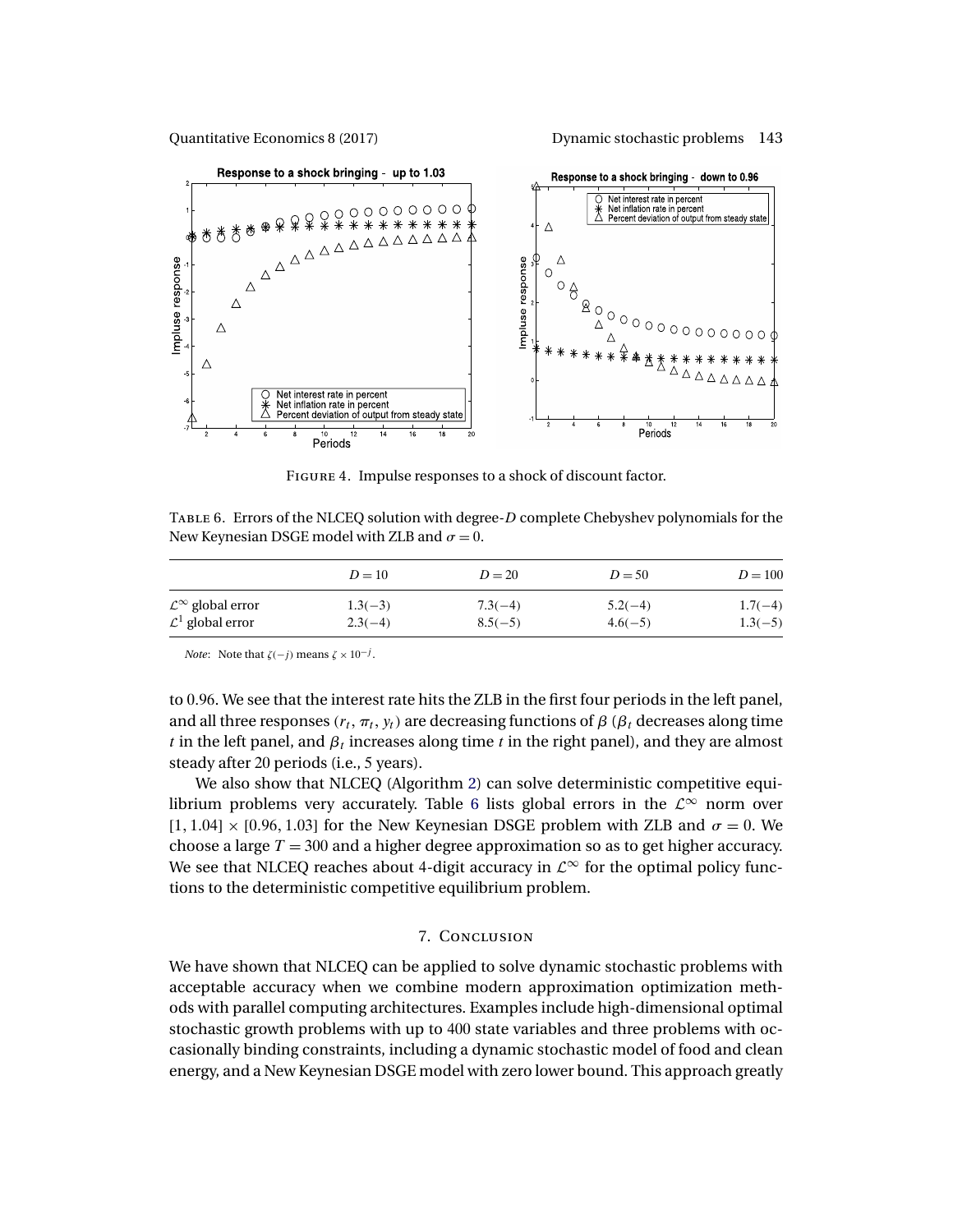FIGURE 4. Impulse responses to a shock of discount factor.

TABLE 6. Errors of the NLCEQ solution with degree-$D$ complete Chebyshev polynomials for the New Keynesian DSGE model with ZLB and $\sigma = 0$.

| | $D = 10$ | $D = 20$ | $D = 50$ | $D = 100$ |
|---|---|---|---|---|
| $\mathcal{L}^\infty$ global error | 1.3(−3) | 7.3(−4) | 5.2(−4) | 1.7(−4) |
| $\mathcal{L}^1$ global error | 2.3(−4) | 8.5(−5) | 4.6(−5) | 1.3(−5) |

*Note*: Note that $\zeta(-j)$ means $\zeta \times 10^{-j}$.

to 0.96. We see that the interest rate hits the ZLB in the first four periods in the left panel, and all three responses ($r_t$, $\pi_t$, $y_t$) are decreasing functions of $\beta$ ($\beta_t$ decreases along time $t$ in the left panel, and $\beta_t$ increases along time $t$ in the right panel), and they are almost steady after 20 periods (i.e., 5 years).

We also show that NLCEQ (Algorithm 2) can solve deterministic competitive equilibrium problems very accurately. Table 6 lists global errors in the $\mathcal{L}^\infty$ norm over $[1, 1.04] \times [0.96, 1.03]$ for the New Keynesian DSGE problem with ZLB and $\sigma = 0$. We choose a large $T = 300$ and a higher degree approximation so as to get higher accuracy. We see that NLCEQ reaches about 4-digit accuracy in $\mathcal{L}^\infty$ for the optimal policy functions to the deterministic competitive equilibrium problem.

## 7. Conclusion

We have shown that NLCEQ can be applied to solve dynamic stochastic problems with acceptable accuracy when we combine modern approximation optimization methods with parallel computing architectures. Examples include high-dimensional optimal stochastic growth problems with up to 400 state variables and three problems with occasionally binding constraints, including a dynamic stochastic model of food and clean energy, and a New Keynesian DSGE model with zero lower bound. This approach greatly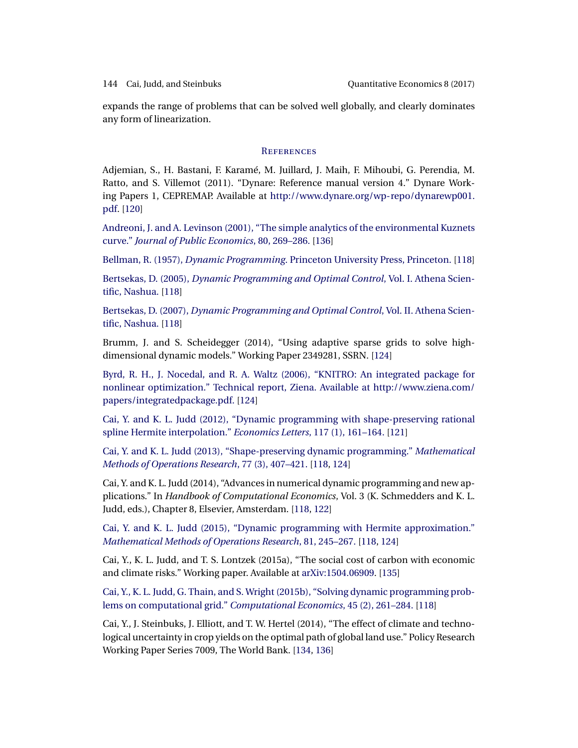expands the range of problems that can be solved well globally, and clearly dominates any form of linearization.

## References

Adjemian, S., H. Bastani, F. Karamé, M. Juillard, J. Maih, F. Mihoubi, G. Perendia, M. Ratto, and S. Villemot (2011). "Dynare: Reference manual version 4." Dynare Working Papers 1, CEPREMAP. Available at http://www.dynare.org/wp-repo/dynarewp001.pdf. [120]

Andreoni, J. and A. Levinson (2001), "The simple analytics of the environmental Kuznets curve." *Journal of Public Economics*, 80, 269–286. [136]

Bellman, R. (1957), *Dynamic Programming*. Princeton University Press, Princeton. [118]

Bertsekas, D. (2005), *Dynamic Programming and Optimal Control*, Vol. I. Athena Scientific, Nashua. [118]

Bertsekas, D. (2007), *Dynamic Programming and Optimal Control*, Vol. II. Athena Scientific, Nashua. [118]

Brumm, J. and S. Scheidegger (2014), "Using adaptive sparse grids to solve high-dimensional dynamic models." Working Paper 2349281, SSRN. [124]

Byrd, R. H., J. Nocedal, and R. A. Waltz (2006), "KNITRO: An integrated package for nonlinear optimization." Technical report, Ziena. Available at http://www.ziena.com/papers/integratedpackage.pdf. [124]

Cai, Y. and K. L. Judd (2012), "Dynamic programming with shape-preserving rational spline Hermite interpolation." *Economics Letters*, 117 (1), 161–164. [121]

Cai, Y. and K. L. Judd (2013), "Shape-preserving dynamic programming." *Mathematical Methods of Operations Research*, 77 (3), 407–421. [118, 124]

Cai, Y. and K. L. Judd (2014), "Advances in numerical dynamic programming and new applications." In *Handbook of Computational Economics*, Vol. 3 (K. Schmedders and K. L. Judd, eds.), Chapter 8, Elsevier, Amsterdam. [118, 122]

Cai, Y. and K. L. Judd (2015), "Dynamic programming with Hermite approximation." *Mathematical Methods of Operations Research*, 81, 245–267. [118, 124]

Cai, Y., K. L. Judd, and T. S. Lontzek (2015a), "The social cost of carbon with economic and climate risks." Working paper. Available at arXiv:1504.06909. [135]

Cai, Y., K. L. Judd, G. Thain, and S. Wright (2015b), "Solving dynamic programming problems on computational grid." *Computational Economics*, 45 (2), 261–284. [118]

Cai, Y., J. Steinbuks, J. Elliott, and T. W. Hertel (2014), "The effect of climate and technological uncertainty in crop yields on the optimal path of global land use." Policy Research Working Paper Series 7009, The World Bank. [134, 136]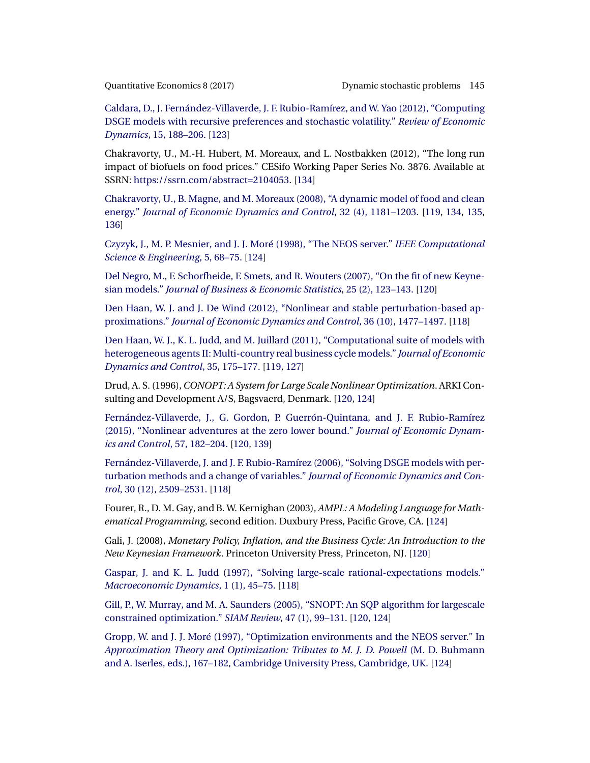Caldara, D., J. Fernández-Villaverde, J. F. Rubio-Ramírez, and W. Yao (2012), "Computing DSGE models with recursive preferences and stochastic volatility." *Review of Economic Dynamics*, 15, 188–206. [123]

Chakravorty, U., M.-H. Hubert, M. Moreaux, and L. Nostbakken (2012), "The long run impact of biofuels on food prices." CESifo Working Paper Series No. 3876. Available at SSRN: https://ssrn.com/abstract=2104053. [134]

Chakravorty, U., B. Magne, and M. Moreaux (2008), "A dynamic model of food and clean energy." *Journal of Economic Dynamics and Control*, 32 (4), 1181–1203. [119, 134, 135, 136]

Czyzyk, J., M. P. Mesnier, and J. J. Moré (1998), "The NEOS server." *IEEE Computational Science & Engineering*, 5, 68–75. [124]

Del Negro, M., F. Schorfheide, F. Smets, and R. Wouters (2007), "On the fit of new Keynesian models." *Journal of Business & Economic Statistics*, 25 (2), 123–143. [120]

Den Haan, W. J. and J. De Wind (2012), "Nonlinear and stable perturbation-based approximations." *Journal of Economic Dynamics and Control*, 36 (10), 1477–1497. [118]

Den Haan, W. J., K. L. Judd, and M. Juillard (2011), "Computational suite of models with heterogeneous agents II: Multi-country real business cycle models." *Journal of Economic Dynamics and Control*, 35, 175–177. [119, 127]

Drud, A. S. (1996), *CONOPT: A System for Large Scale Nonlinear Optimization*. ARKI Consulting and Development A/S, Bagsvaerd, Denmark. [120, 124]

Fernández-Villaverde, J., G. Gordon, P. Guerrón-Quintana, and J. F. Rubio-Ramírez (2015), "Nonlinear adventures at the zero lower bound." *Journal of Economic Dynamics and Control*, 57, 182–204. [120, 139]

Fernández-Villaverde, J. and J. F. Rubio-Ramírez (2006), "Solving DSGE models with perturbation methods and a change of variables." *Journal of Economic Dynamics and Control*, 30 (12), 2509–2531. [118]

Fourer, R., D. M. Gay, and B. W. Kernighan (2003), *AMPL: A Modeling Language for Mathematical Programming*, second edition. Duxbury Press, Pacific Grove, CA. [124]

Gali, J. (2008), *Monetary Policy, Inflation, and the Business Cycle: An Introduction to the New Keynesian Framework*. Princeton University Press, Princeton, NJ. [120]

Gaspar, J. and K. L. Judd (1997), "Solving large-scale rational-expectations models." *Macroeconomic Dynamics*, 1 (1), 45–75. [118]

Gill, P., W. Murray, and M. A. Saunders (2005), "SNOPT: An SQP algorithm for largescale constrained optimization." *SIAM Review*, 47 (1), 99–131. [120, 124]

Gropp, W. and J. J. Moré (1997), "Optimization environments and the NEOS server." In *Approximation Theory and Optimization: Tributes to M. J. D. Powell* (M. D. Buhmann and A. Iserles, eds.), 167–182, Cambridge University Press, Cambridge, UK. [124]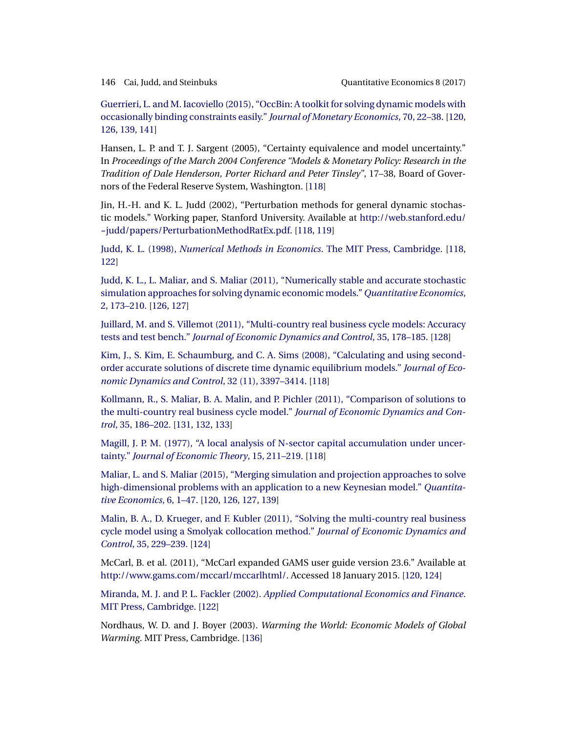Guerrieri, L. and M. Iacoviello (2015), "OccBin: A toolkit for solving dynamic models with occasionally binding constraints easily." *Journal of Monetary Economics*, 70, 22–38. [120, 126, 139, 141]

Hansen, L. P. and T. J. Sargent (2005), "Certainty equivalence and model uncertainty." In *Proceedings of the March 2004 Conference "Models & Monetary Policy: Research in the Tradition of Dale Henderson, Porter Richard and Peter Tinsley"*, 17–38, Board of Governors of the Federal Reserve System, Washington. [118]

Jin, H.-H. and K. L. Judd (2002), "Perturbation methods for general dynamic stochastic models." Working paper, Stanford University. Available at http://web.stanford.edu/~judd/papers/PerturbationMethodRatEx.pdf. [118, 119]

Judd, K. L. (1998), *Numerical Methods in Economics*. The MIT Press, Cambridge. [118, 122]

Judd, K. L., L. Maliar, and S. Maliar (2011), "Numerically stable and accurate stochastic simulation approaches for solving dynamic economic models." *Quantitative Economics*, 2, 173–210. [126, 127]

Juillard, M. and S. Villemot (2011), "Multi-country real business cycle models: Accuracy tests and test bench." *Journal of Economic Dynamics and Control*, 35, 178–185. [128]

Kim, J., S. Kim, E. Schaumburg, and C. A. Sims (2008), "Calculating and using second-order accurate solutions of discrete time dynamic equilibrium models." *Journal of Economic Dynamics and Control*, 32 (11), 3397–3414. [118]

Kollmann, R., S. Maliar, B. A. Malin, and P. Pichler (2011), "Comparison of solutions to the multi-country real business cycle model." *Journal of Economic Dynamics and Control*, 35, 186–202. [131, 132, 133]

Magill, J. P. M. (1977), "A local analysis of N-sector capital accumulation under uncertainty." *Journal of Economic Theory*, 15, 211–219. [118]

Maliar, L. and S. Maliar (2015), "Merging simulation and projection approaches to solve high-dimensional problems with an application to a new Keynesian model." *Quantitative Economics*, 6, 1–47. [120, 126, 127, 139]

Malin, B. A., D. Krueger, and F. Kubler (2011), "Solving the multi-country real business cycle model using a Smolyak collocation method." *Journal of Economic Dynamics and Control*, 35, 229–239. [124]

McCarl, B. et al. (2011), "McCarl expanded GAMS user guide version 23.6." Available at http://www.gams.com/mccarl/mccarlhtml/. Accessed 18 January 2015. [120, 124]

Miranda, M. J. and P. L. Fackler (2002). *Applied Computational Economics and Finance*. MIT Press, Cambridge. [122]

Nordhaus, W. D. and J. Boyer (2003). *Warming the World: Economic Models of Global Warming*. MIT Press, Cambridge. [136]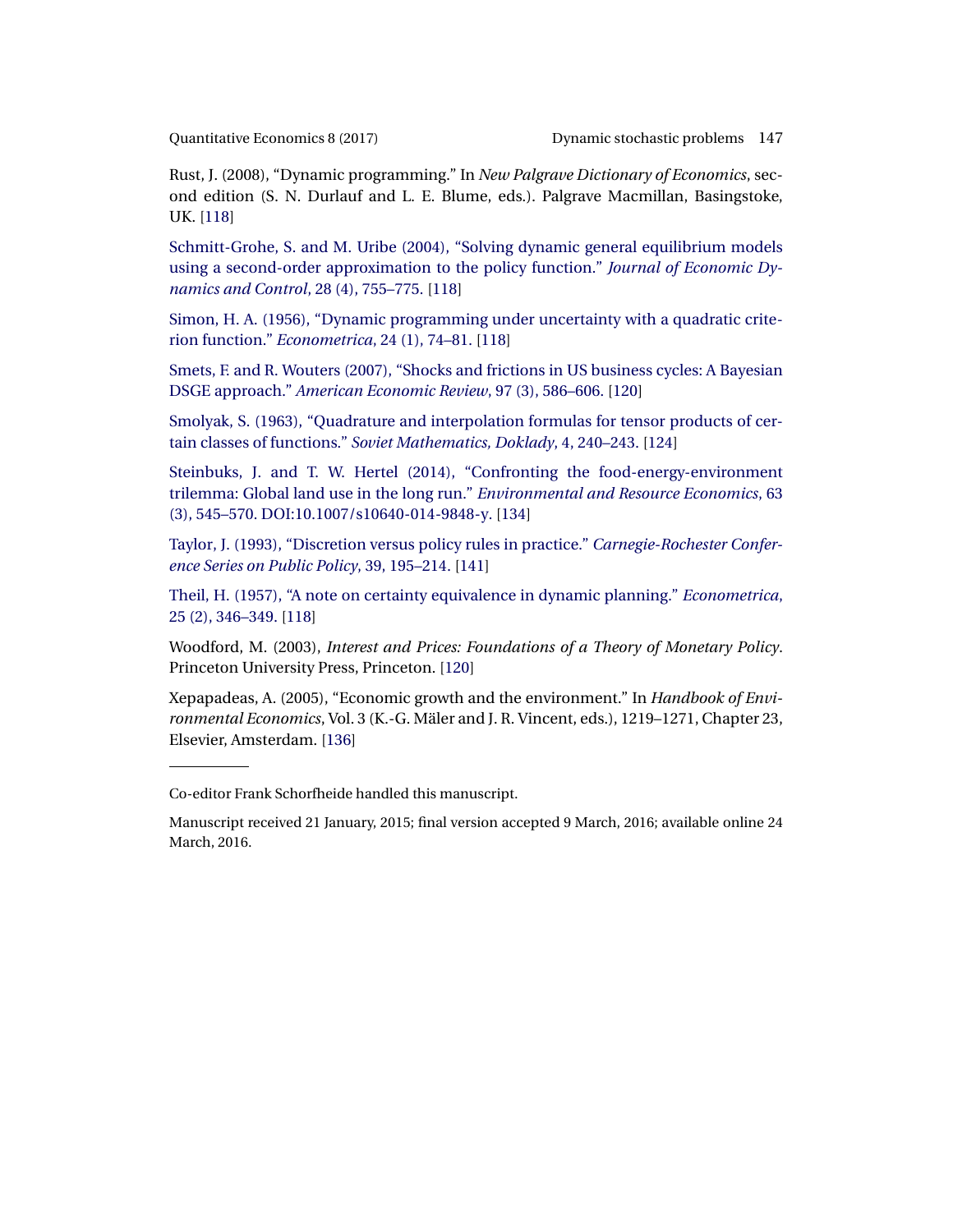Rust, J. (2008), "Dynamic programming." In *New Palgrave Dictionary of Economics*, second edition (S. N. Durlauf and L. E. Blume, eds.). Palgrave Macmillan, Basingstoke, UK. [118]

Schmitt-Grohe, S. and M. Uribe (2004), "Solving dynamic general equilibrium models using a second-order approximation to the policy function." *Journal of Economic Dynamics and Control*, 28 (4), 755–775. [118]

Simon, H. A. (1956), "Dynamic programming under uncertainty with a quadratic criterion function." *Econometrica*, 24 (1), 74–81. [118]

Smets, F. and R. Wouters (2007), "Shocks and frictions in US business cycles: A Bayesian DSGE approach." *American Economic Review*, 97 (3), 586–606. [120]

Smolyak, S. (1963), "Quadrature and interpolation formulas for tensor products of certain classes of functions." *Soviet Mathematics, Doklady*, 4, 240–243. [124]

Steinbuks, J. and T. W. Hertel (2014), "Confronting the food-energy-environment trilemma: Global land use in the long run." *Environmental and Resource Economics*, 63 (3), 545–570. DOI:10.1007/s10640-014-9848-y. [134]

Taylor, J. (1993), "Discretion versus policy rules in practice." *Carnegie-Rochester Conference Series on Public Policy*, 39, 195–214. [141]

Theil, H. (1957), "A note on certainty equivalence in dynamic planning." *Econometrica*, 25 (2), 346–349. [118]

Woodford, M. (2003), *Interest and Prices: Foundations of a Theory of Monetary Policy*. Princeton University Press, Princeton. [120]

Xepapadeas, A. (2005), "Economic growth and the environment." In *Handbook of Environmental Economics*, Vol. 3 (K.-G. Mäler and J. R. Vincent, eds.), 1219–1271, Chapter 23, Elsevier, Amsterdam. [136]

---

Co-editor Frank Schorfheide handled this manuscript.

Manuscript received 21 January, 2015; final version accepted 9 March, 2016; available online 24 March, 2016.